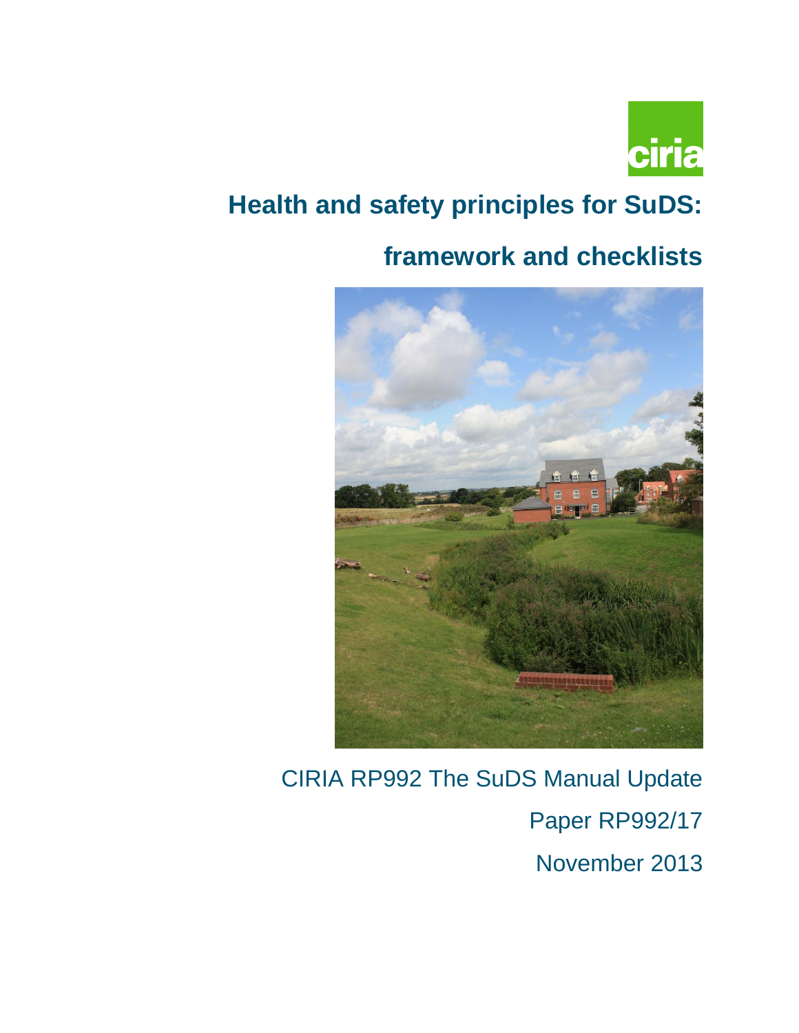ciria

# Health and safety principles for SuDS: framework and checklists

CIRIA RP992 The SuDS Manual Update

Paper RP992/17

November 2013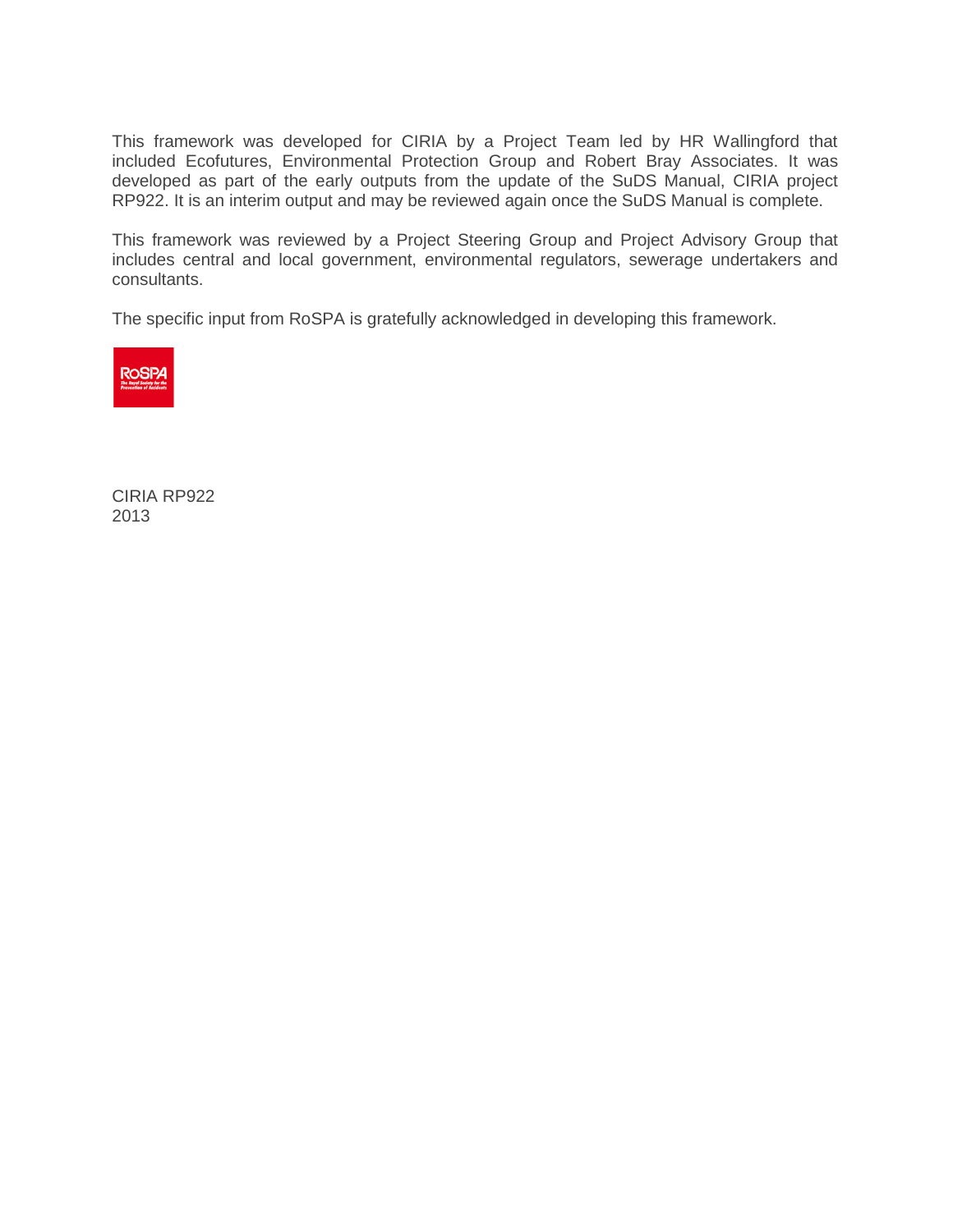This framework was developed for CIRIA by a Project Team led by HR Wallingford that included Ecofutures, Environmental Protection Group and Robert Bray Associates. It was developed as part of the early outputs from the update of the SuDS Manual, CIRIA project RP922. It is an interim output and may be reviewed again once the SuDS Manual is complete.

This framework was reviewed by a Project Steering Group and Project Advisory Group that includes central and local government, environmental regulators, sewerage undertakers and consultants.

The specific input from RoSPA is gratefully acknowledged in developing this framework.

CIRIA RP922
2013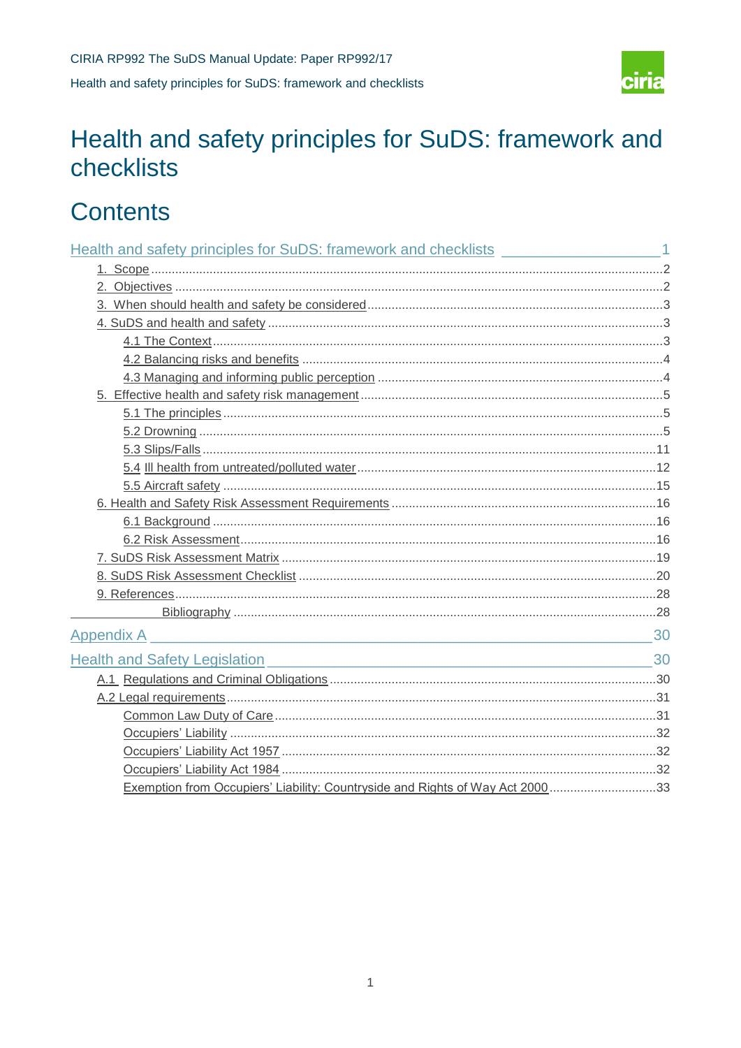# Health and safety principles for SuDS: framework and checklists

# Contents

Health and safety principles for SuDS: framework and checklists ........ 1

- 1. Scope ........ 2
- 2. Objectives ........ 2
- 3. When should health and safety be considered ........ 3
- 4. SuDS and health and safety ........ 3
  - 4.1 The Context ........ 3
  - 4.2 Balancing risks and benefits ........ 4
  - 4.3 Managing and informing public perception ........ 4
- 5. Effective health and safety risk management ........ 5
  - 5.1 The principles ........ 5
  - 5.2 Drowning ........ 5
  - 5.3 Slips/Falls ........ 11
  - 5.4 Ill health from untreated/polluted water ........ 12
  - 5.5 Aircraft safety ........ 15
- 6. Health and Safety Risk Assessment Requirements ........ 16
  - 6.1 Background ........ 16
  - 6.2 Risk Assessment ........ 16
- 7. SuDS Risk Assessment Matrix ........ 19
- 8. SuDS Risk Assessment Checklist ........ 20
- 9. References ........ 28
  - Bibliography ........ 28

Appendix A ........ 30

Health and Safety Legislation ........ 30

- A.1 Regulations and Criminal Obligations ........ 30
- A.2 Legal requirements ........ 31
  - Common Law Duty of Care ........ 31
  - Occupiers' Liability ........ 32
  - Occupiers' Liability Act 1957 ........ 32
  - Occupiers' Liability Act 1984 ........ 32
  - Exemption from Occupiers' Liability: Countryside and Rights of Way Act 2000 ........ 33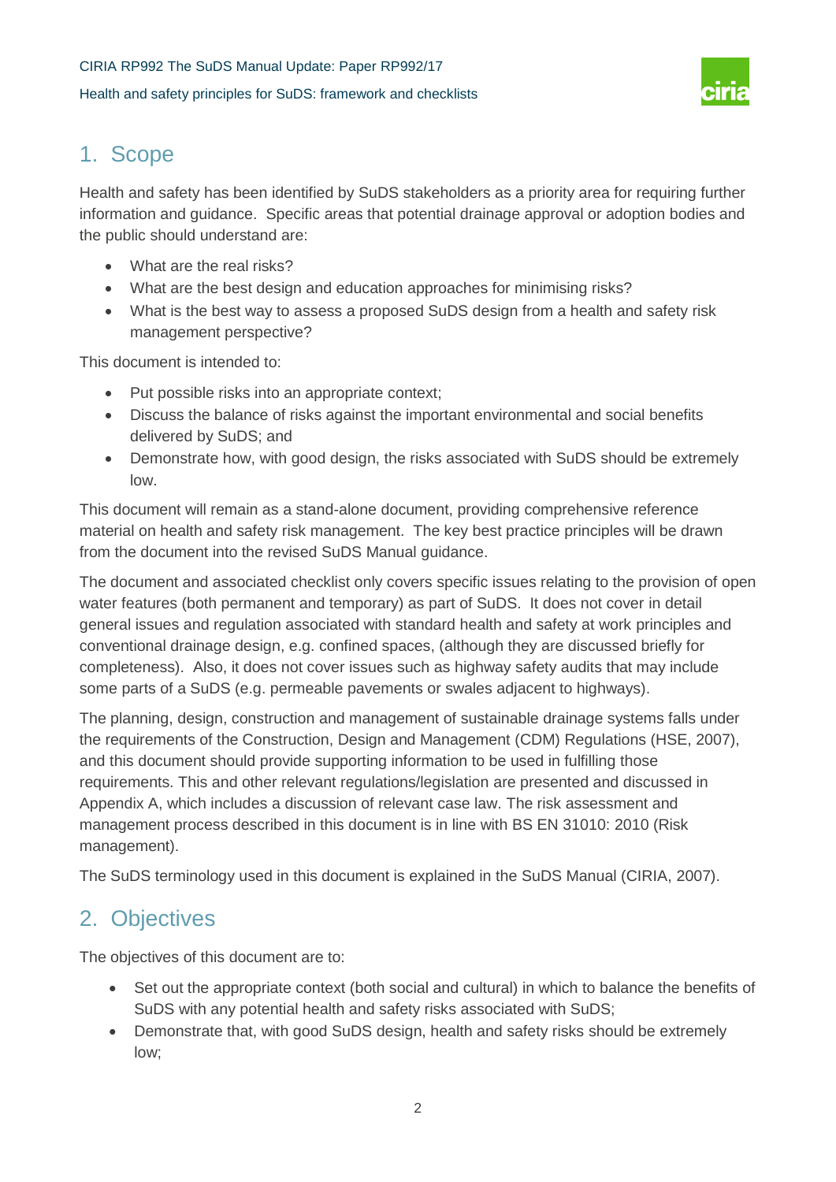## 1. Scope

Health and safety has been identified by SuDS stakeholders as a priority area for requiring further information and guidance. Specific areas that potential drainage approval or adoption bodies and the public should understand are:

- What are the real risks?
- What are the best design and education approaches for minimising risks?
- What is the best way to assess a proposed SuDS design from a health and safety risk management perspective?

This document is intended to:

- Put possible risks into an appropriate context;
- Discuss the balance of risks against the important environmental and social benefits delivered by SuDS; and
- Demonstrate how, with good design, the risks associated with SuDS should be extremely low.

This document will remain as a stand-alone document, providing comprehensive reference material on health and safety risk management. The key best practice principles will be drawn from the document into the revised SuDS Manual guidance.

The document and associated checklist only covers specific issues relating to the provision of open water features (both permanent and temporary) as part of SuDS. It does not cover in detail general issues and regulation associated with standard health and safety at work principles and conventional drainage design, e.g. confined spaces, (although they are discussed briefly for completeness). Also, it does not cover issues such as highway safety audits that may include some parts of a SuDS (e.g. permeable pavements or swales adjacent to highways).

The planning, design, construction and management of sustainable drainage systems falls under the requirements of the Construction, Design and Management (CDM) Regulations (HSE, 2007), and this document should provide supporting information to be used in fulfilling those requirements. This and other relevant regulations/legislation are presented and discussed in Appendix A, which includes a discussion of relevant case law. The risk assessment and management process described in this document is in line with BS EN 31010: 2010 (Risk management).

The SuDS terminology used in this document is explained in the SuDS Manual (CIRIA, 2007).

## 2. Objectives

The objectives of this document are to:

- Set out the appropriate context (both social and cultural) in which to balance the benefits of SuDS with any potential health and safety risks associated with SuDS;
- Demonstrate that, with good SuDS design, health and safety risks should be extremely low;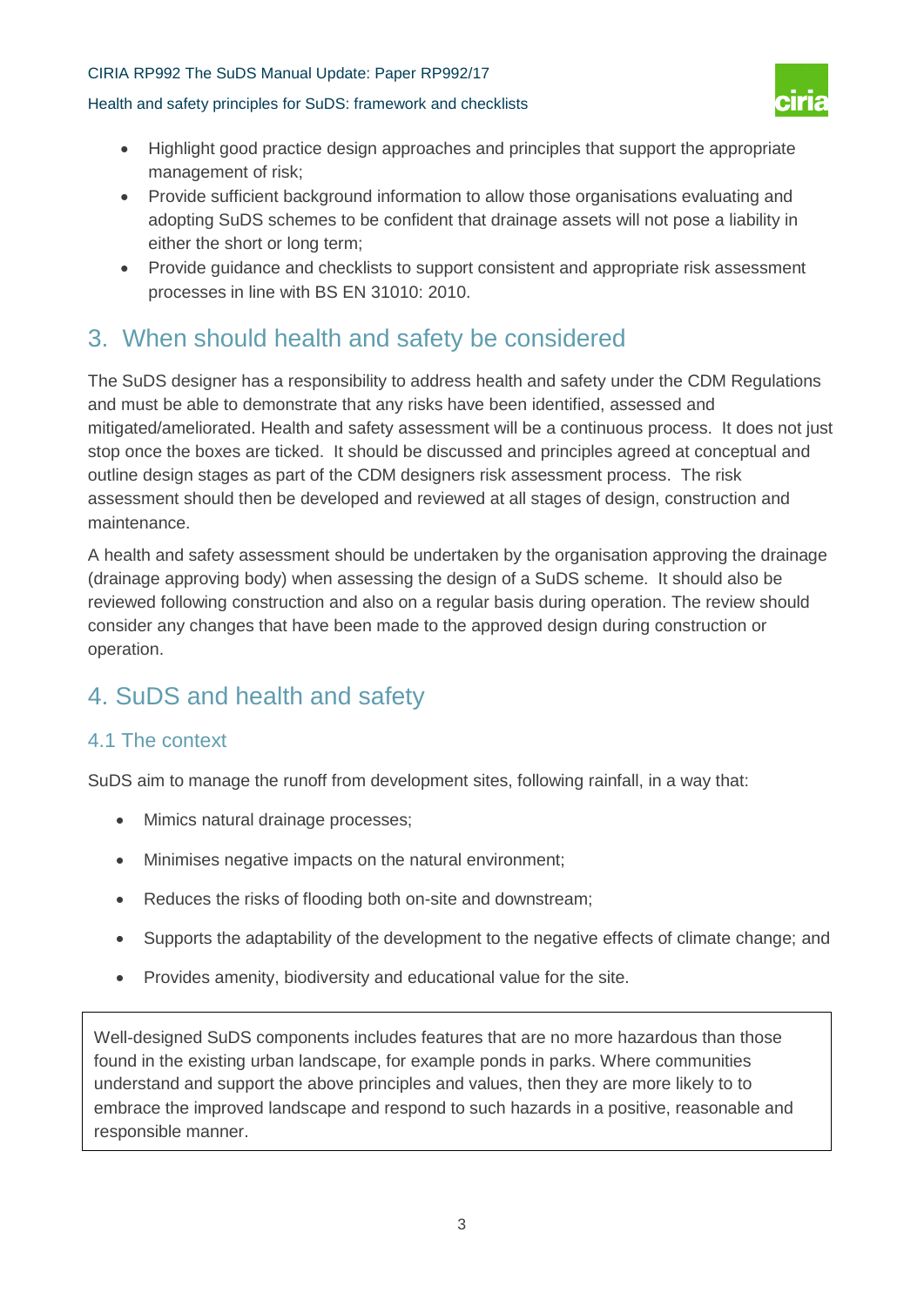- Highlight good practice design approaches and principles that support the appropriate management of risk;
- Provide sufficient background information to allow those organisations evaluating and adopting SuDS schemes to be confident that drainage assets will not pose a liability in either the short or long term;
- Provide guidance and checklists to support consistent and appropriate risk assessment processes in line with BS EN 31010: 2010.

# 3. When should health and safety be considered

The SuDS designer has a responsibility to address health and safety under the CDM Regulations and must be able to demonstrate that any risks have been identified, assessed and mitigated/ameliorated. Health and safety assessment will be a continuous process. It does not just stop once the boxes are ticked. It should be discussed and principles agreed at conceptual and outline design stages as part of the CDM designers risk assessment process. The risk assessment should then be developed and reviewed at all stages of design, construction and maintenance.

A health and safety assessment should be undertaken by the organisation approving the drainage (drainage approving body) when assessing the design of a SuDS scheme. It should also be reviewed following construction and also on a regular basis during operation. The review should consider any changes that have been made to the approved design during construction or operation.

# 4. SuDS and health and safety

## 4.1 The context

SuDS aim to manage the runoff from development sites, following rainfall, in a way that:

- Mimics natural drainage processes;
- Minimises negative impacts on the natural environment;
- Reduces the risks of flooding both on-site and downstream;
- Supports the adaptability of the development to the negative effects of climate change; and
- Provides amenity, biodiversity and educational value for the site.

> Well-designed SuDS components includes features that are no more hazardous than those found in the existing urban landscape, for example ponds in parks. Where communities understand and support the above principles and values, then they are more likely to to embrace the improved landscape and respond to such hazards in a positive, reasonable and responsible manner.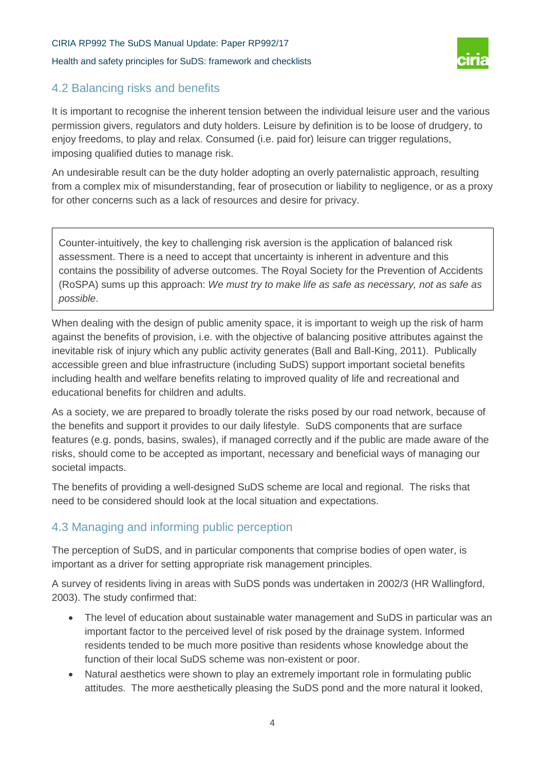## 4.2 Balancing risks and benefits

It is important to recognise the inherent tension between the individual leisure user and the various permission givers, regulators and duty holders. Leisure by definition is to be loose of drudgery, to enjoy freedoms, to play and relax. Consumed (i.e. paid for) leisure can trigger regulations, imposing qualified duties to manage risk.

An undesirable result can be the duty holder adopting an overly paternalistic approach, resulting from a complex mix of misunderstanding, fear of prosecution or liability to negligence, or as a proxy for other concerns such as a lack of resources and desire for privacy.

> Counter-intuitively, the key to challenging risk aversion is the application of balanced risk assessment. There is a need to accept that uncertainty is inherent in adventure and this contains the possibility of adverse outcomes. The Royal Society for the Prevention of Accidents (RoSPA) sums up this approach: *We must try to make life as safe as necessary, not as safe as possible*.

When dealing with the design of public amenity space, it is important to weigh up the risk of harm against the benefits of provision, i.e. with the objective of balancing positive attributes against the inevitable risk of injury which any public activity generates (Ball and Ball-King, 2011). Publically accessible green and blue infrastructure (including SuDS) support important societal benefits including health and welfare benefits relating to improved quality of life and recreational and educational benefits for children and adults.

As a society, we are prepared to broadly tolerate the risks posed by our road network, because of the benefits and support it provides to our daily lifestyle. SuDS components that are surface features (e.g. ponds, basins, swales), if managed correctly and if the public are made aware of the risks, should come to be accepted as important, necessary and beneficial ways of managing our societal impacts.

The benefits of providing a well-designed SuDS scheme are local and regional. The risks that need to be considered should look at the local situation and expectations.

## 4.3 Managing and informing public perception

The perception of SuDS, and in particular components that comprise bodies of open water, is important as a driver for setting appropriate risk management principles.

A survey of residents living in areas with SuDS ponds was undertaken in 2002/3 (HR Wallingford, 2003). The study confirmed that:

- The level of education about sustainable water management and SuDS in particular was an important factor to the perceived level of risk posed by the drainage system. Informed residents tended to be much more positive than residents whose knowledge about the function of their local SuDS scheme was non-existent or poor.
- Natural aesthetics were shown to play an extremely important role in formulating public attitudes. The more aesthetically pleasing the SuDS pond and the more natural it looked,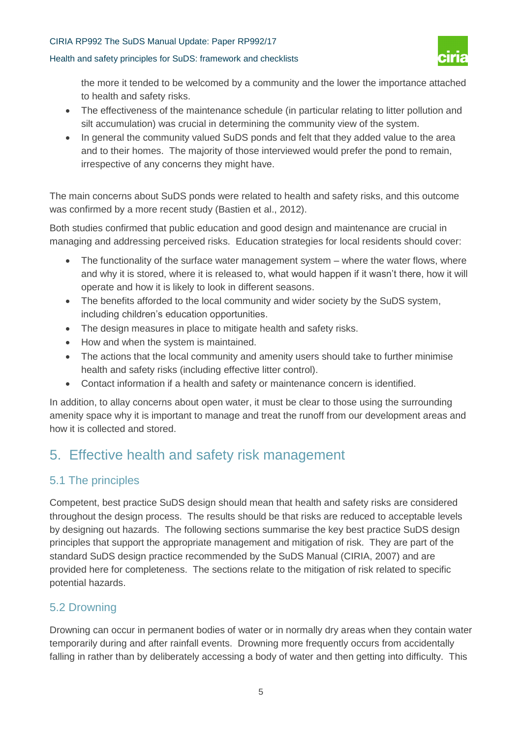the more it tended to be welcomed by a community and the lower the importance attached to health and safety risks.

- The effectiveness of the maintenance schedule (in particular relating to litter pollution and silt accumulation) was crucial in determining the community view of the system.
- In general the community valued SuDS ponds and felt that they added value to the area and to their homes. The majority of those interviewed would prefer the pond to remain, irrespective of any concerns they might have.

The main concerns about SuDS ponds were related to health and safety risks, and this outcome was confirmed by a more recent study (Bastien et al., 2012).

Both studies confirmed that public education and good design and maintenance are crucial in managing and addressing perceived risks. Education strategies for local residents should cover:

- The functionality of the surface water management system – where the water flows, where and why it is stored, where it is released to, what would happen if it wasn't there, how it will operate and how it is likely to look in different seasons.
- The benefits afforded to the local community and wider society by the SuDS system, including children's education opportunities.
- The design measures in place to mitigate health and safety risks.
- How and when the system is maintained.
- The actions that the local community and amenity users should take to further minimise health and safety risks (including effective litter control).
- Contact information if a health and safety or maintenance concern is identified.

In addition, to allay concerns about open water, it must be clear to those using the surrounding amenity space why it is important to manage and treat the runoff from our development areas and how it is collected and stored.

# 5. Effective health and safety risk management

## 5.1 The principles

Competent, best practice SuDS design should mean that health and safety risks are considered throughout the design process. The results should be that risks are reduced to acceptable levels by designing out hazards. The following sections summarise the key best practice SuDS design principles that support the appropriate management and mitigation of risk. They are part of the standard SuDS design practice recommended by the SuDS Manual (CIRIA, 2007) and are provided here for completeness. The sections relate to the mitigation of risk related to specific potential hazards.

## 5.2 Drowning

Drowning can occur in permanent bodies of water or in normally dry areas when they contain water temporarily during and after rainfall events. Drowning more frequently occurs from accidentally falling in rather than by deliberately accessing a body of water and then getting into difficulty. This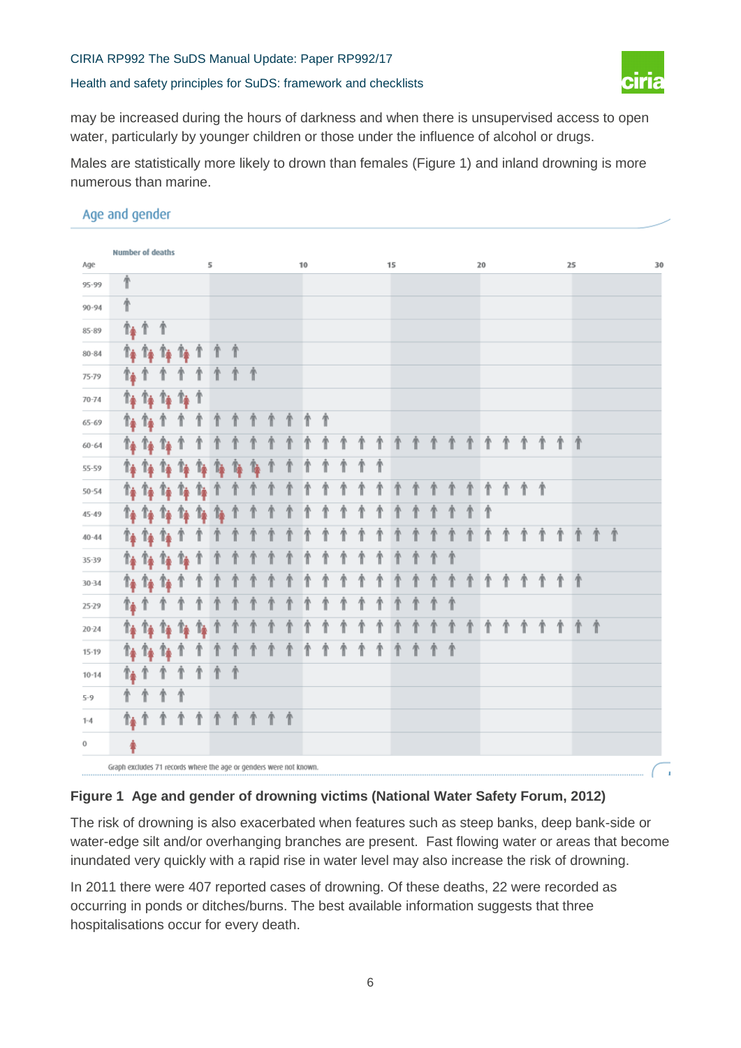may be increased during the hours of darkness and when there is unsupervised access to open water, particularly by younger children or those under the influence of alcohol or drugs.

Males are statistically more likely to drown than females (Figure 1) and inland drowning is more numerous than marine.

**Figure 1 Age and gender of drowning victims (National Water Safety Forum, 2012)**

The risk of drowning is also exacerbated when features such as steep banks, deep bank-side or water-edge silt and/or overhanging branches are present. Fast flowing water or areas that become inundated very quickly with a rapid rise in water level may also increase the risk of drowning.

In 2011 there were 407 reported cases of drowning. Of these deaths, 22 were recorded as occurring in ponds or ditches/burns. The best available information suggests that three hospitalisations occur for every death.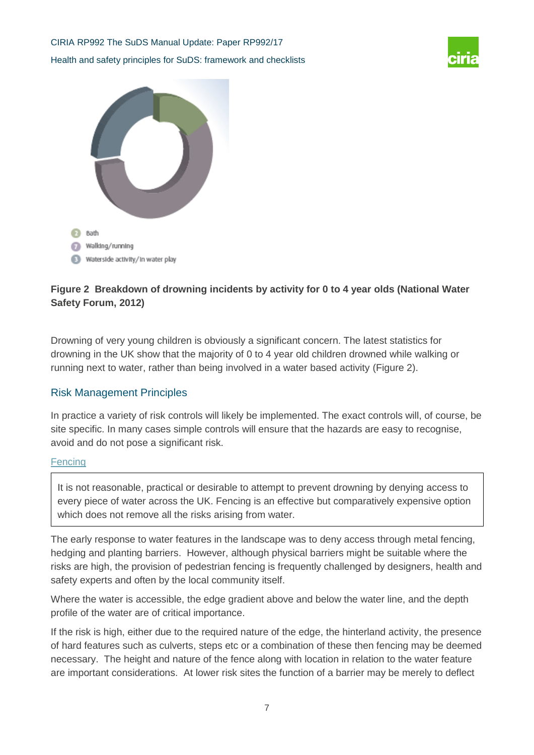- 2 Bath
- 7 Walking/running
- 3 Waterside activity/in water play

**Figure 2 Breakdown of drowning incidents by activity for 0 to 4 year olds (National Water Safety Forum, 2012)**

Drowning of very young children is obviously a significant concern. The latest statistics for drowning in the UK show that the majority of 0 to 4 year old children drowned while walking or running next to water, rather than being involved in a water based activity (Figure 2).

## Risk Management Principles

In practice a variety of risk controls will likely be implemented. The exact controls will, of course, be site specific. In many cases simple controls will ensure that the hazards are easy to recognise, avoid and do not pose a significant risk.

### Fencing

> It is not reasonable, practical or desirable to attempt to prevent drowning by denying access to every piece of water across the UK. Fencing is an effective but comparatively expensive option which does not remove all the risks arising from water.

The early response to water features in the landscape was to deny access through metal fencing, hedging and planting barriers. However, although physical barriers might be suitable where the risks are high, the provision of pedestrian fencing is frequently challenged by designers, health and safety experts and often by the local community itself.

Where the water is accessible, the edge gradient above and below the water line, and the depth profile of the water are of critical importance.

If the risk is high, either due to the required nature of the edge, the hinterland activity, the presence of hard features such as culverts, steps etc or a combination of these then fencing may be deemed necessary. The height and nature of the fence along with location in relation to the water feature are important considerations. At lower risk sites the function of a barrier may be merely to deflect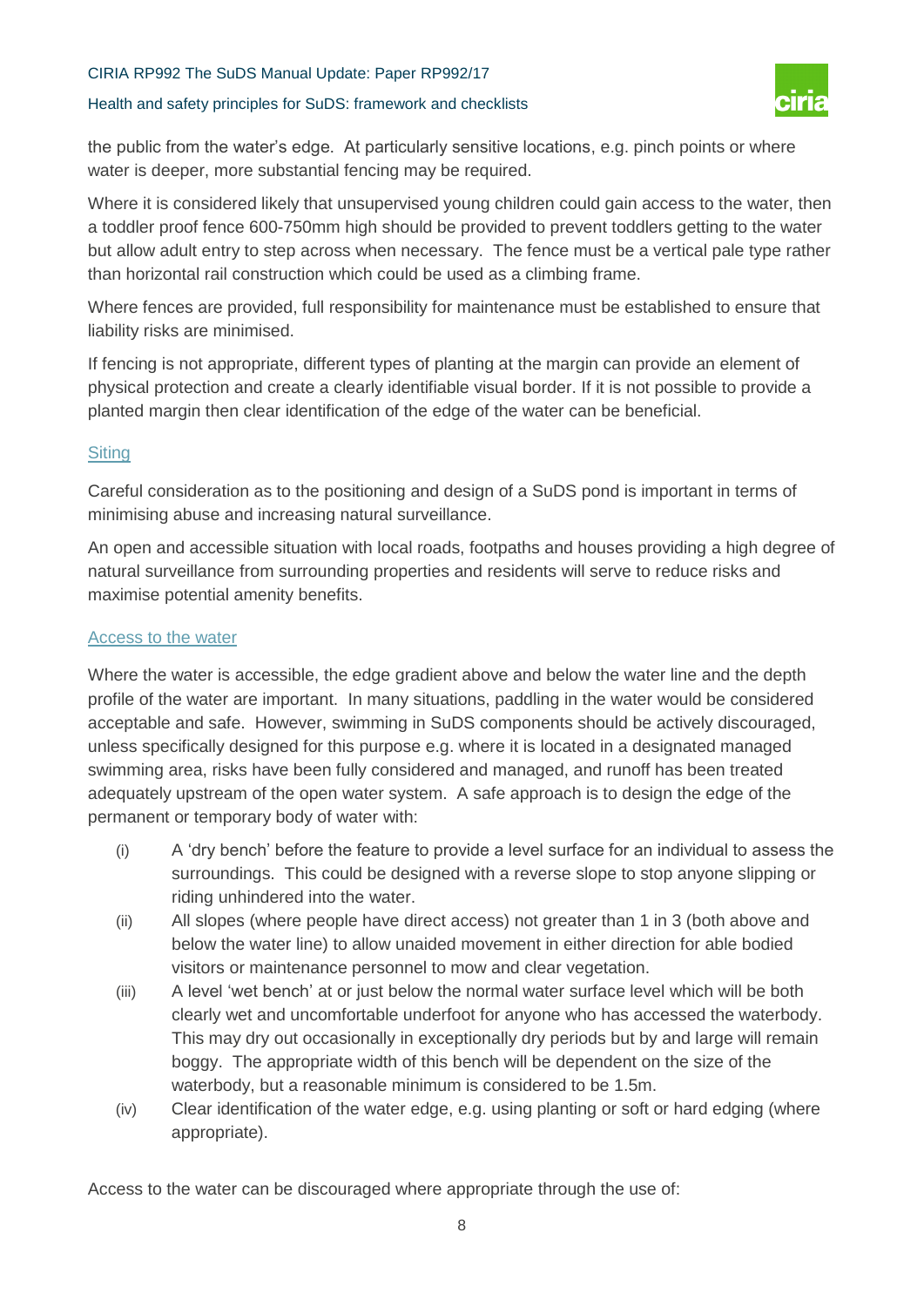the public from the water's edge. At particularly sensitive locations, e.g. pinch points or where water is deeper, more substantial fencing may be required.

Where it is considered likely that unsupervised young children could gain access to the water, then a toddler proof fence 600-750mm high should be provided to prevent toddlers getting to the water but allow adult entry to step across when necessary. The fence must be a vertical pale type rather than horizontal rail construction which could be used as a climbing frame.

Where fences are provided, full responsibility for maintenance must be established to ensure that liability risks are minimised.

If fencing is not appropriate, different types of planting at the margin can provide an element of physical protection and create a clearly identifiable visual border. If it is not possible to provide a planted margin then clear identification of the edge of the water can be beneficial.

#### Siting

Careful consideration as to the positioning and design of a SuDS pond is important in terms of minimising abuse and increasing natural surveillance.

An open and accessible situation with local roads, footpaths and houses providing a high degree of natural surveillance from surrounding properties and residents will serve to reduce risks and maximise potential amenity benefits.

#### Access to the water

Where the water is accessible, the edge gradient above and below the water line and the depth profile of the water are important. In many situations, paddling in the water would be considered acceptable and safe. However, swimming in SuDS components should be actively discouraged, unless specifically designed for this purpose e.g. where it is located in a designated managed swimming area, risks have been fully considered and managed, and runoff has been treated adequately upstream of the open water system. A safe approach is to design the edge of the permanent or temporary body of water with:

(i) A 'dry bench' before the feature to provide a level surface for an individual to assess the surroundings. This could be designed with a reverse slope to stop anyone slipping or riding unhindered into the water.

(ii) All slopes (where people have direct access) not greater than 1 in 3 (both above and below the water line) to allow unaided movement in either direction for able bodied visitors or maintenance personnel to mow and clear vegetation.

(iii) A level 'wet bench' at or just below the normal water surface level which will be both clearly wet and uncomfortable underfoot for anyone who has accessed the waterbody. This may dry out occasionally in exceptionally dry periods but by and large will remain boggy. The appropriate width of this bench will be dependent on the size of the waterbody, but a reasonable minimum is considered to be 1.5m.

(iv) Clear identification of the water edge, e.g. using planting or soft or hard edging (where appropriate).

Access to the water can be discouraged where appropriate through the use of: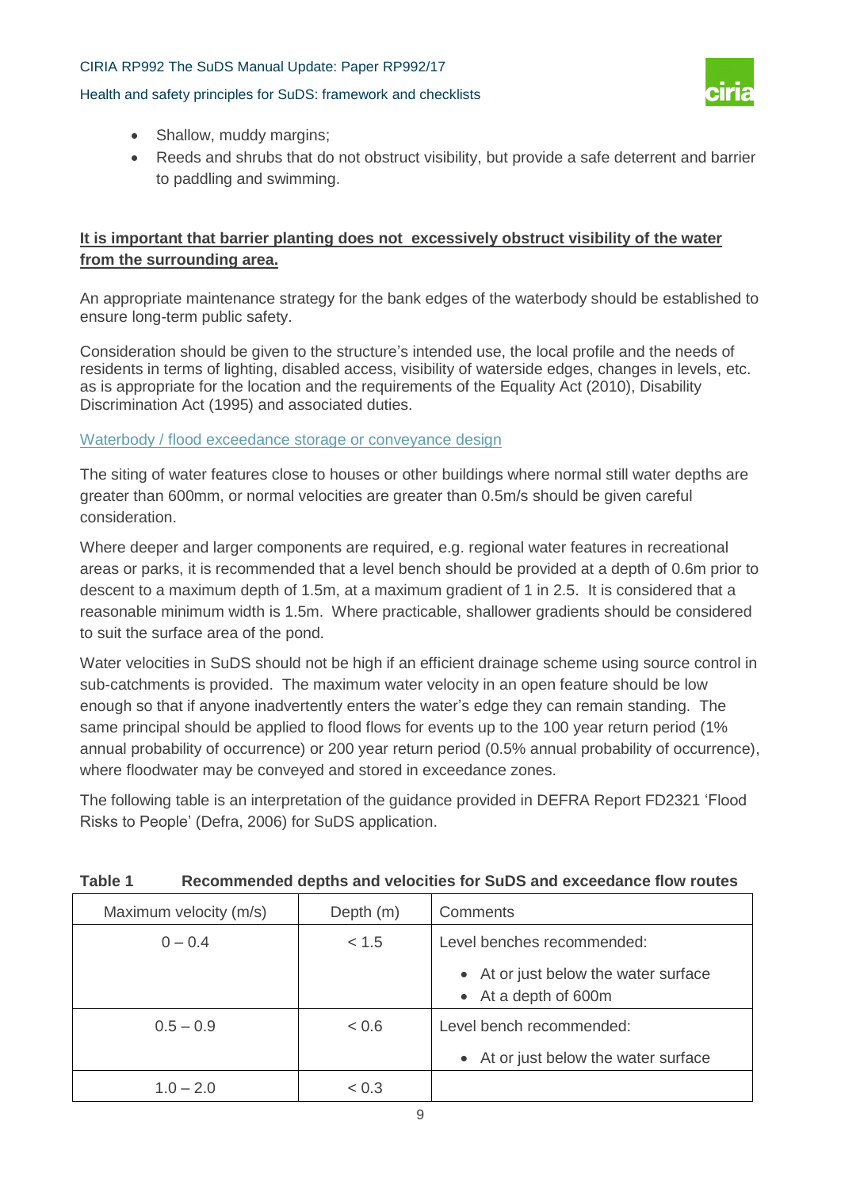- Shallow, muddy margins;
- Reeds and shrubs that do not obstruct visibility, but provide a safe deterrent and barrier to paddling and swimming.

**It is important that barrier planting does not excessively obstruct visibility of the water from the surrounding area.**

An appropriate maintenance strategy for the bank edges of the waterbody should be established to ensure long-term public safety.

Consideration should be given to the structure's intended use, the local profile and the needs of residents in terms of lighting, disabled access, visibility of waterside edges, changes in levels, etc. as is appropriate for the location and the requirements of the Equality Act (2010), Disability Discrimination Act (1995) and associated duties.

### Waterbody / flood exceedance storage or conveyance design

The siting of water features close to houses or other buildings where normal still water depths are greater than 600mm, or normal velocities are greater than 0.5m/s should be given careful consideration.

Where deeper and larger components are required, e.g. regional water features in recreational areas or parks, it is recommended that a level bench should be provided at a depth of 0.6m prior to descent to a maximum depth of 1.5m, at a maximum gradient of 1 in 2.5. It is considered that a reasonable minimum width is 1.5m. Where practicable, shallower gradients should be considered to suit the surface area of the pond.

Water velocities in SuDS should not be high if an efficient drainage scheme using source control in sub-catchments is provided. The maximum water velocity in an open feature should be low enough so that if anyone inadvertently enters the water's edge they can remain standing. The same principal should be applied to flood flows for events up to the 100 year return period (1% annual probability of occurrence) or 200 year return period (0.5% annual probability of occurrence), where floodwater may be conveyed and stored in exceedance zones.

The following table is an interpretation of the guidance provided in DEFRA Report FD2321 'Flood Risks to People' (Defra, 2006) for SuDS application.

**Table 1 Recommended depths and velocities for SuDS and exceedance flow routes**

| Maximum velocity (m/s) | Depth (m) | Comments |
|---|---|---|
| 0 – 0.4 | < 1.5 | Level benches recommended:<br>• At or just below the water surface<br>• At a depth of 600m |
| 0.5 – 0.9 | < 0.6 | Level bench recommended:<br>• At or just below the water surface |
| 1.0 – 2.0 | < 0.3 | |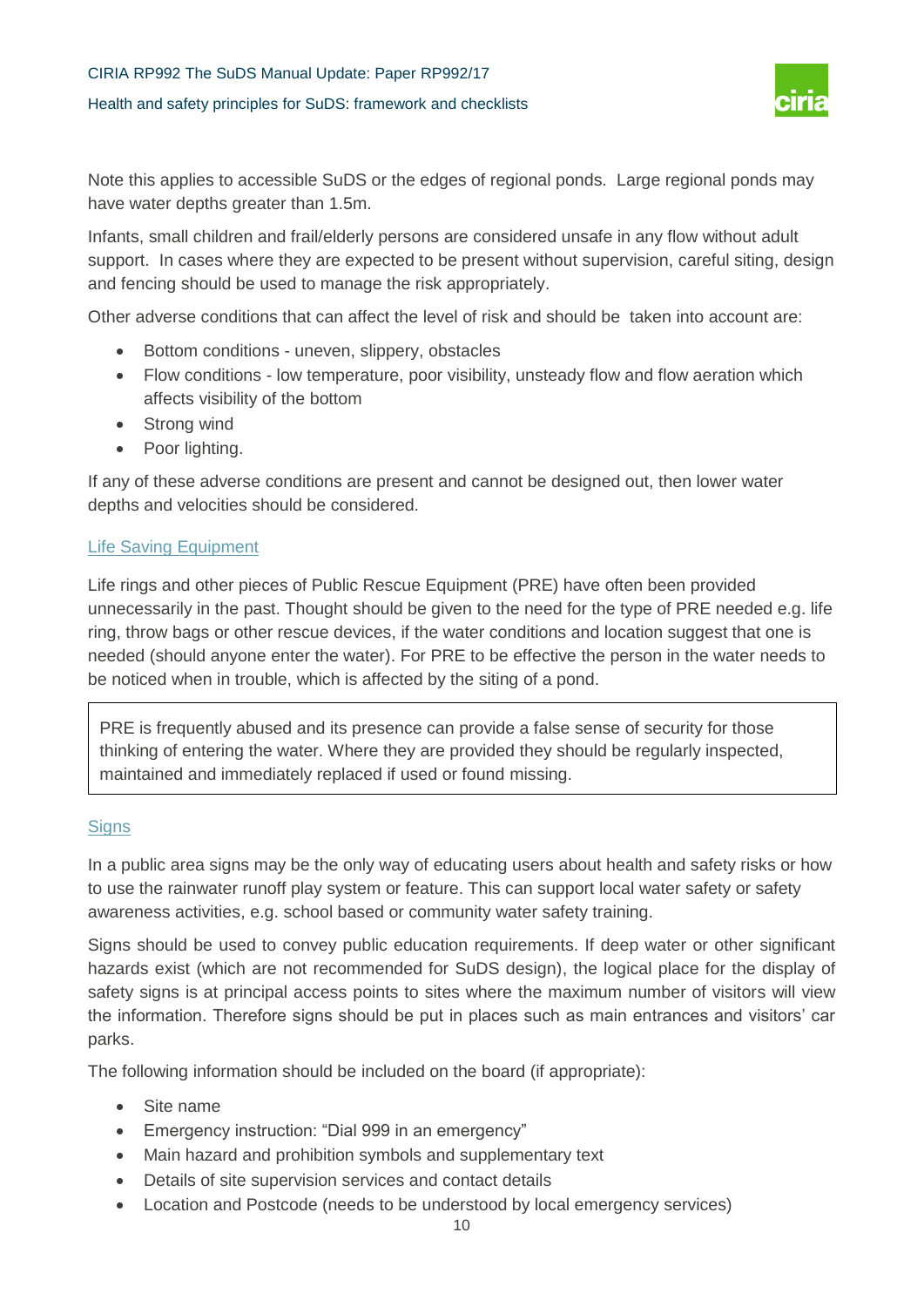Note this applies to accessible SuDS or the edges of regional ponds. Large regional ponds may have water depths greater than 1.5m.

Infants, small children and frail/elderly persons are considered unsafe in any flow without adult support. In cases where they are expected to be present without supervision, careful siting, design and fencing should be used to manage the risk appropriately.

Other adverse conditions that can affect the level of risk and should be taken into account are:

- Bottom conditions - uneven, slippery, obstacles
- Flow conditions - low temperature, poor visibility, unsteady flow and flow aeration which affects visibility of the bottom
- Strong wind
- Poor lighting.

If any of these adverse conditions are present and cannot be designed out, then lower water depths and velocities should be considered.

### Life Saving Equipment

Life rings and other pieces of Public Rescue Equipment (PRE) have often been provided unnecessarily in the past. Thought should be given to the need for the type of PRE needed e.g. life ring, throw bags or other rescue devices, if the water conditions and location suggest that one is needed (should anyone enter the water). For PRE to be effective the person in the water needs to be noticed when in trouble, which is affected by the siting of a pond.

> PRE is frequently abused and its presence can provide a false sense of security for those thinking of entering the water. Where they are provided they should be regularly inspected, maintained and immediately replaced if used or found missing.

### Signs

In a public area signs may be the only way of educating users about health and safety risks or how to use the rainwater runoff play system or feature. This can support local water safety or safety awareness activities, e.g. school based or community water safety training.

Signs should be used to convey public education requirements. If deep water or other significant hazards exist (which are not recommended for SuDS design), the logical place for the display of safety signs is at principal access points to sites where the maximum number of visitors will view the information. Therefore signs should be put in places such as main entrances and visitors' car parks.

The following information should be included on the board (if appropriate):

- Site name
- Emergency instruction: "Dial 999 in an emergency"
- Main hazard and prohibition symbols and supplementary text
- Details of site supervision services and contact details
- Location and Postcode (needs to be understood by local emergency services)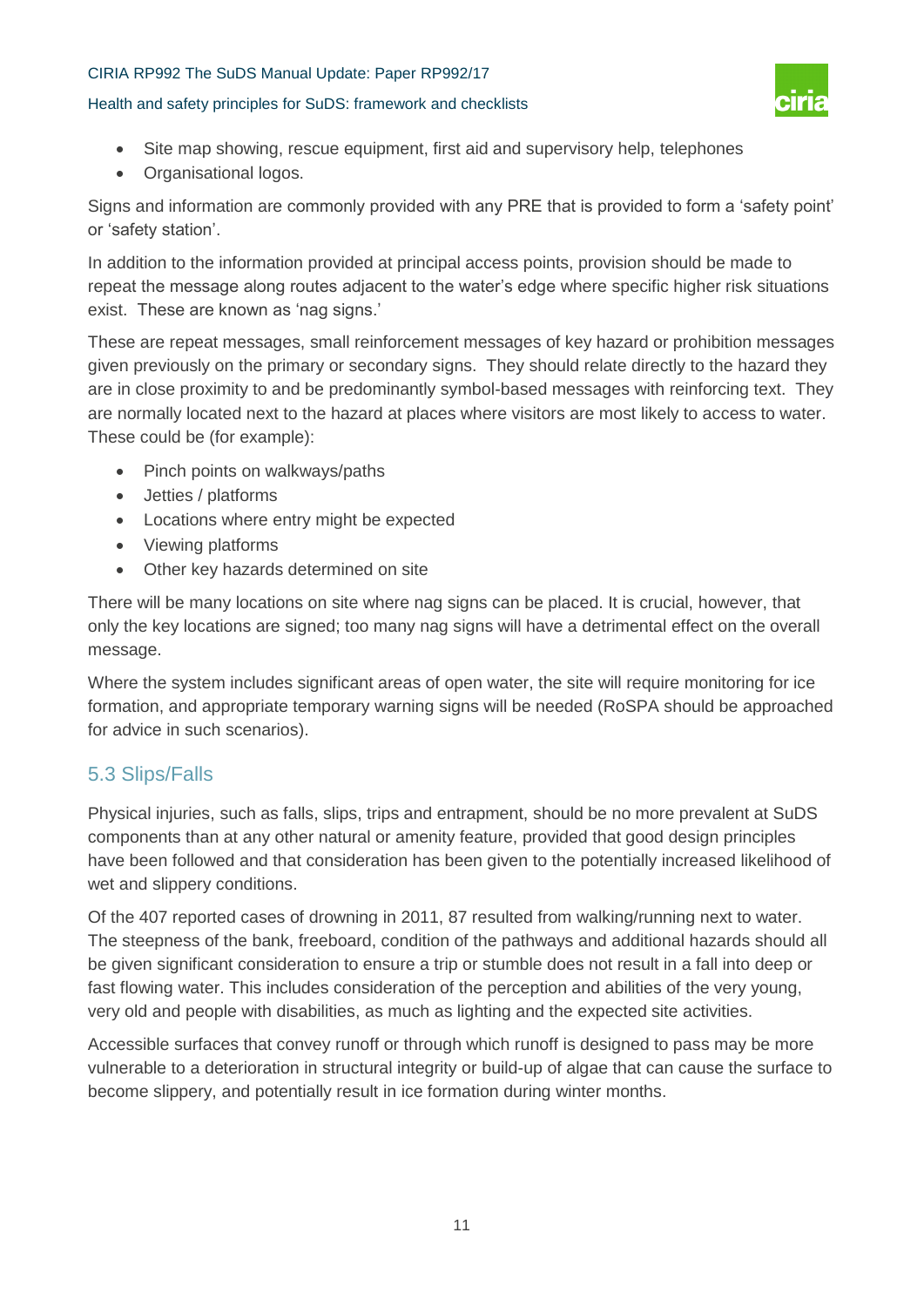- Site map showing, rescue equipment, first aid and supervisory help, telephones
- Organisational logos.

Signs and information are commonly provided with any PRE that is provided to form a 'safety point' or 'safety station'.

In addition to the information provided at principal access points, provision should be made to repeat the message along routes adjacent to the water's edge where specific higher risk situations exist. These are known as 'nag signs.'

These are repeat messages, small reinforcement messages of key hazard or prohibition messages given previously on the primary or secondary signs. They should relate directly to the hazard they are in close proximity to and be predominantly symbol-based messages with reinforcing text. They are normally located next to the hazard at places where visitors are most likely to access to water. These could be (for example):

- Pinch points on walkways/paths
- Jetties / platforms
- Locations where entry might be expected
- Viewing platforms
- Other key hazards determined on site

There will be many locations on site where nag signs can be placed. It is crucial, however, that only the key locations are signed; too many nag signs will have a detrimental effect on the overall message.

Where the system includes significant areas of open water, the site will require monitoring for ice formation, and appropriate temporary warning signs will be needed (RoSPA should be approached for advice in such scenarios).

## 5.3 Slips/Falls

Physical injuries, such as falls, slips, trips and entrapment, should be no more prevalent at SuDS components than at any other natural or amenity feature, provided that good design principles have been followed and that consideration has been given to the potentially increased likelihood of wet and slippery conditions.

Of the 407 reported cases of drowning in 2011, 87 resulted from walking/running next to water. The steepness of the bank, freeboard, condition of the pathways and additional hazards should all be given significant consideration to ensure a trip or stumble does not result in a fall into deep or fast flowing water. This includes consideration of the perception and abilities of the very young, very old and people with disabilities, as much as lighting and the expected site activities.

Accessible surfaces that convey runoff or through which runoff is designed to pass may be more vulnerable to a deterioration in structural integrity or build-up of algae that can cause the surface to become slippery, and potentially result in ice formation during winter months.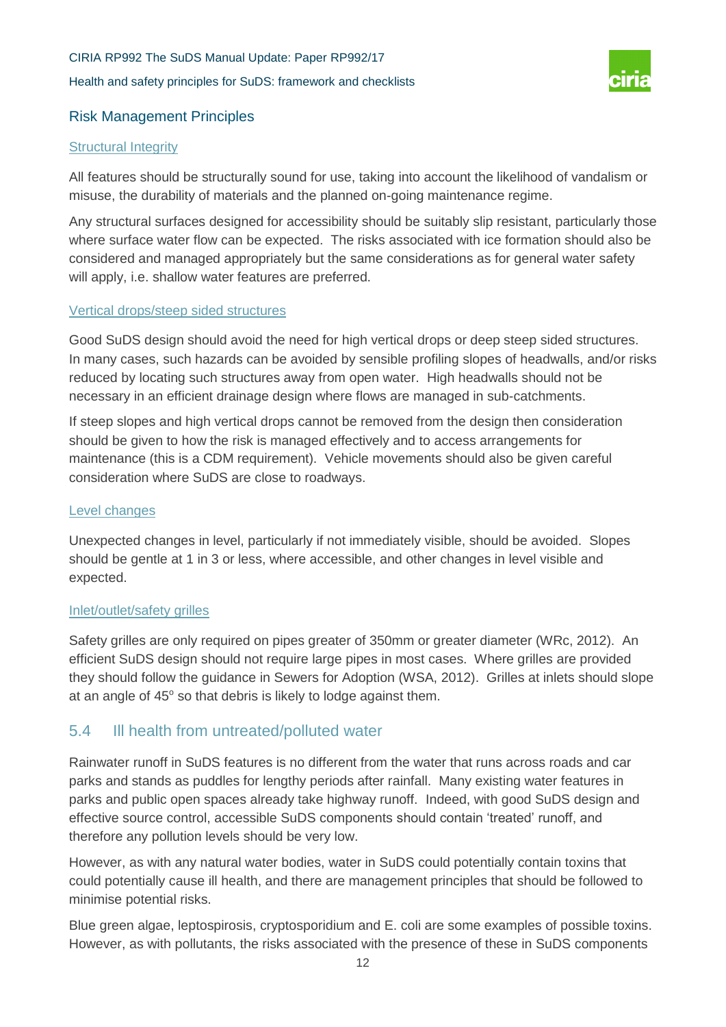### Risk Management Principles

#### Structural Integrity

All features should be structurally sound for use, taking into account the likelihood of vandalism or misuse, the durability of materials and the planned on-going maintenance regime.

Any structural surfaces designed for accessibility should be suitably slip resistant, particularly those where surface water flow can be expected. The risks associated with ice formation should also be considered and managed appropriately but the same considerations as for general water safety will apply, i.e. shallow water features are preferred.

#### Vertical drops/steep sided structures

Good SuDS design should avoid the need for high vertical drops or deep steep sided structures. In many cases, such hazards can be avoided by sensible profiling slopes of headwalls, and/or risks reduced by locating such structures away from open water. High headwalls should not be necessary in an efficient drainage design where flows are managed in sub-catchments.

If steep slopes and high vertical drops cannot be removed from the design then consideration should be given to how the risk is managed effectively and to access arrangements for maintenance (this is a CDM requirement). Vehicle movements should also be given careful consideration where SuDS are close to roadways.

#### Level changes

Unexpected changes in level, particularly if not immediately visible, should be avoided. Slopes should be gentle at 1 in 3 or less, where accessible, and other changes in level visible and expected.

#### Inlet/outlet/safety grilles

Safety grilles are only required on pipes greater of 350mm or greater diameter (WRc, 2012). An efficient SuDS design should not require large pipes in most cases. Where grilles are provided they should follow the guidance in Sewers for Adoption (WSA, 2012). Grilles at inlets should slope at an angle of 45$^{o}$ so that debris is likely to lodge against them.

## 5.4 Ill health from untreated/polluted water

Rainwater runoff in SuDS features is no different from the water that runs across roads and car parks and stands as puddles for lengthy periods after rainfall. Many existing water features in parks and public open spaces already take highway runoff. Indeed, with good SuDS design and effective source control, accessible SuDS components should contain 'treated' runoff, and therefore any pollution levels should be very low.

However, as with any natural water bodies, water in SuDS could potentially contain toxins that could potentially cause ill health, and there are management principles that should be followed to minimise potential risks.

Blue green algae, leptospirosis, cryptosporidium and E. coli are some examples of possible toxins. However, as with pollutants, the risks associated with the presence of these in SuDS components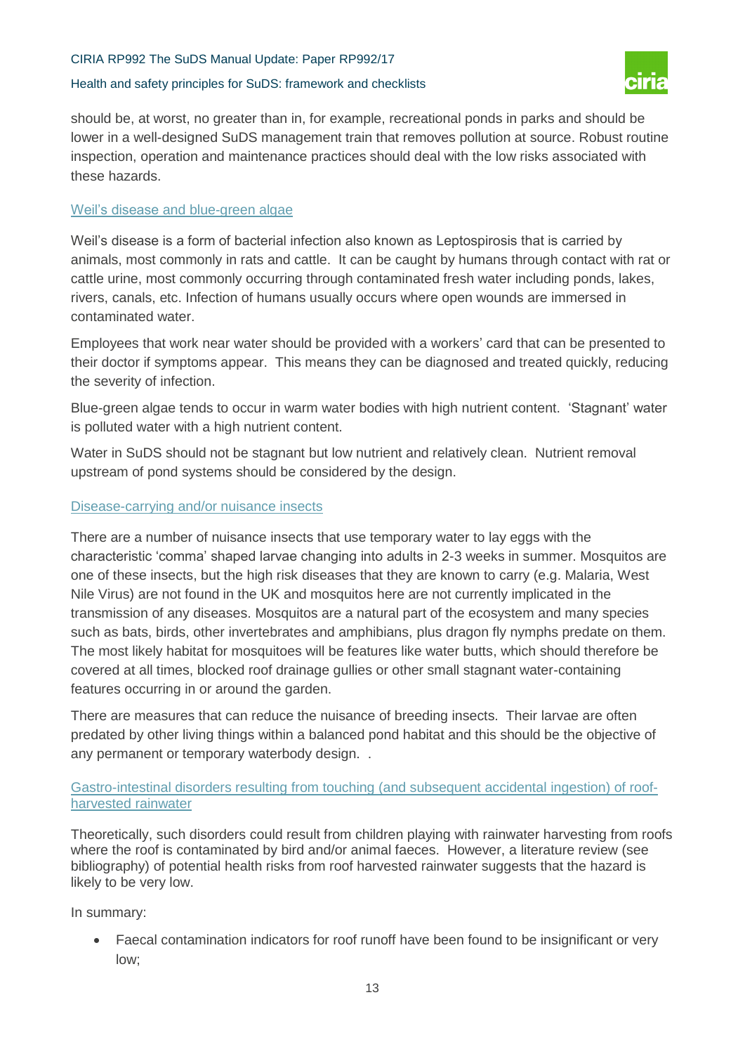should be, at worst, no greater than in, for example, recreational ponds in parks and should be lower in a well-designed SuDS management train that removes pollution at source. Robust routine inspection, operation and maintenance practices should deal with the low risks associated with these hazards.

### Weil's disease and blue-green algae

Weil's disease is a form of bacterial infection also known as Leptospirosis that is carried by animals, most commonly in rats and cattle. It can be caught by humans through contact with rat or cattle urine, most commonly occurring through contaminated fresh water including ponds, lakes, rivers, canals, etc. Infection of humans usually occurs where open wounds are immersed in contaminated water.

Employees that work near water should be provided with a workers' card that can be presented to their doctor if symptoms appear. This means they can be diagnosed and treated quickly, reducing the severity of infection.

Blue-green algae tends to occur in warm water bodies with high nutrient content. 'Stagnant' water is polluted water with a high nutrient content.

Water in SuDS should not be stagnant but low nutrient and relatively clean. Nutrient removal upstream of pond systems should be considered by the design.

### Disease-carrying and/or nuisance insects

There are a number of nuisance insects that use temporary water to lay eggs with the characteristic 'comma' shaped larvae changing into adults in 2-3 weeks in summer. Mosquitos are one of these insects, but the high risk diseases that they are known to carry (e.g. Malaria, West Nile Virus) are not found in the UK and mosquitos here are not currently implicated in the transmission of any diseases. Mosquitos are a natural part of the ecosystem and many species such as bats, birds, other invertebrates and amphibians, plus dragon fly nymphs predate on them. The most likely habitat for mosquitoes will be features like water butts, which should therefore be covered at all times, blocked roof drainage gullies or other small stagnant water-containing features occurring in or around the garden.

There are measures that can reduce the nuisance of breeding insects. Their larvae are often predated by other living things within a balanced pond habitat and this should be the objective of any permanent or temporary waterbody design. .

### Gastro-intestinal disorders resulting from touching (and subsequent accidental ingestion) of roof-harvested rainwater

Theoretically, such disorders could result from children playing with rainwater harvesting from roofs where the roof is contaminated by bird and/or animal faeces. However, a literature review (see bibliography) of potential health risks from roof harvested rainwater suggests that the hazard is likely to be very low.

In summary:

- Faecal contamination indicators for roof runoff have been found to be insignificant or very low;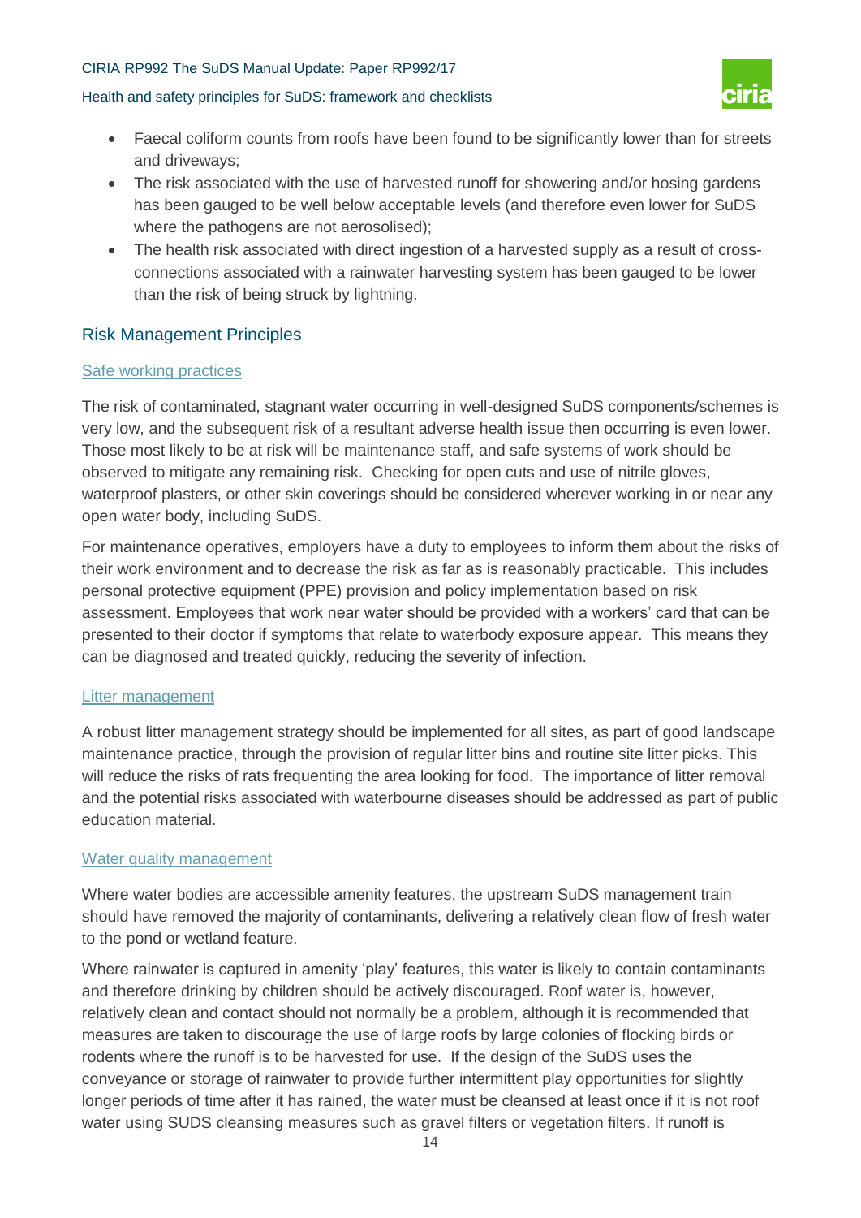- Faecal coliform counts from roofs have been found to be significantly lower than for streets and driveways;
- The risk associated with the use of harvested runoff for showering and/or hosing gardens has been gauged to be well below acceptable levels (and therefore even lower for SuDS where the pathogens are not aerosolised);
- The health risk associated with direct ingestion of a harvested supply as a result of cross-connections associated with a rainwater harvesting system has been gauged to be lower than the risk of being struck by lightning.

## Risk Management Principles

### Safe working practices

The risk of contaminated, stagnant water occurring in well-designed SuDS components/schemes is very low, and the subsequent risk of a resultant adverse health issue then occurring is even lower. Those most likely to be at risk will be maintenance staff, and safe systems of work should be observed to mitigate any remaining risk. Checking for open cuts and use of nitrile gloves, waterproof plasters, or other skin coverings should be considered wherever working in or near any open water body, including SuDS.

For maintenance operatives, employers have a duty to employees to inform them about the risks of their work environment and to decrease the risk as far as is reasonably practicable. This includes personal protective equipment (PPE) provision and policy implementation based on risk assessment. Employees that work near water should be provided with a workers' card that can be presented to their doctor if symptoms that relate to waterbody exposure appear. This means they can be diagnosed and treated quickly, reducing the severity of infection.

### Litter management

A robust litter management strategy should be implemented for all sites, as part of good landscape maintenance practice, through the provision of regular litter bins and routine site litter picks. This will reduce the risks of rats frequenting the area looking for food. The importance of litter removal and the potential risks associated with waterbourne diseases should be addressed as part of public education material.

### Water quality management

Where water bodies are accessible amenity features, the upstream SuDS management train should have removed the majority of contaminants, delivering a relatively clean flow of fresh water to the pond or wetland feature.

Where rainwater is captured in amenity 'play' features, this water is likely to contain contaminants and therefore drinking by children should be actively discouraged. Roof water is, however, relatively clean and contact should not normally be a problem, although it is recommended that measures are taken to discourage the use of large roofs by large colonies of flocking birds or rodents where the runoff is to be harvested for use. If the design of the SuDS uses the conveyance or storage of rainwater to provide further intermittent play opportunities for slightly longer periods of time after it has rained, the water must be cleansed at least once if it is not roof water using SUDS cleansing measures such as gravel filters or vegetation filters. If runoff is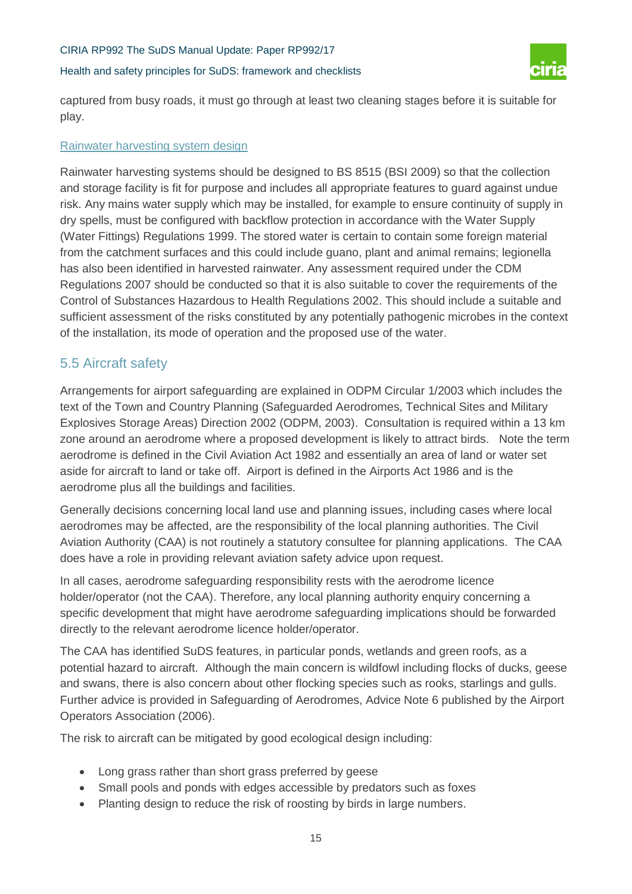captured from busy roads, it must go through at least two cleaning stages before it is suitable for play.

Rainwater harvesting system design

Rainwater harvesting systems should be designed to BS 8515 (BSI 2009) so that the collection and storage facility is fit for purpose and includes all appropriate features to guard against undue risk. Any mains water supply which may be installed, for example to ensure continuity of supply in dry spells, must be configured with backflow protection in accordance with the Water Supply (Water Fittings) Regulations 1999. The stored water is certain to contain some foreign material from the catchment surfaces and this could include guano, plant and animal remains; legionella has also been identified in harvested rainwater. Any assessment required under the CDM Regulations 2007 should be conducted so that it is also suitable to cover the requirements of the Control of Substances Hazardous to Health Regulations 2002. This should include a suitable and sufficient assessment of the risks constituted by any potentially pathogenic microbes in the context of the installation, its mode of operation and the proposed use of the water.

## 5.5 Aircraft safety

Arrangements for airport safeguarding are explained in ODPM Circular 1/2003 which includes the text of the Town and Country Planning (Safeguarded Aerodromes, Technical Sites and Military Explosives Storage Areas) Direction 2002 (ODPM, 2003). Consultation is required within a 13 km zone around an aerodrome where a proposed development is likely to attract birds. Note the term aerodrome is defined in the Civil Aviation Act 1982 and essentially an area of land or water set aside for aircraft to land or take off. Airport is defined in the Airports Act 1986 and is the aerodrome plus all the buildings and facilities.

Generally decisions concerning local land use and planning issues, including cases where local aerodromes may be affected, are the responsibility of the local planning authorities. The Civil Aviation Authority (CAA) is not routinely a statutory consultee for planning applications. The CAA does have a role in providing relevant aviation safety advice upon request.

In all cases, aerodrome safeguarding responsibility rests with the aerodrome licence holder/operator (not the CAA). Therefore, any local planning authority enquiry concerning a specific development that might have aerodrome safeguarding implications should be forwarded directly to the relevant aerodrome licence holder/operator.

The CAA has identified SuDS features, in particular ponds, wetlands and green roofs, as a potential hazard to aircraft. Although the main concern is wildfowl including flocks of ducks, geese and swans, there is also concern about other flocking species such as rooks, starlings and gulls. Further advice is provided in Safeguarding of Aerodromes, Advice Note 6 published by the Airport Operators Association (2006).

The risk to aircraft can be mitigated by good ecological design including:

- Long grass rather than short grass preferred by geese
- Small pools and ponds with edges accessible by predators such as foxes
- Planting design to reduce the risk of roosting by birds in large numbers.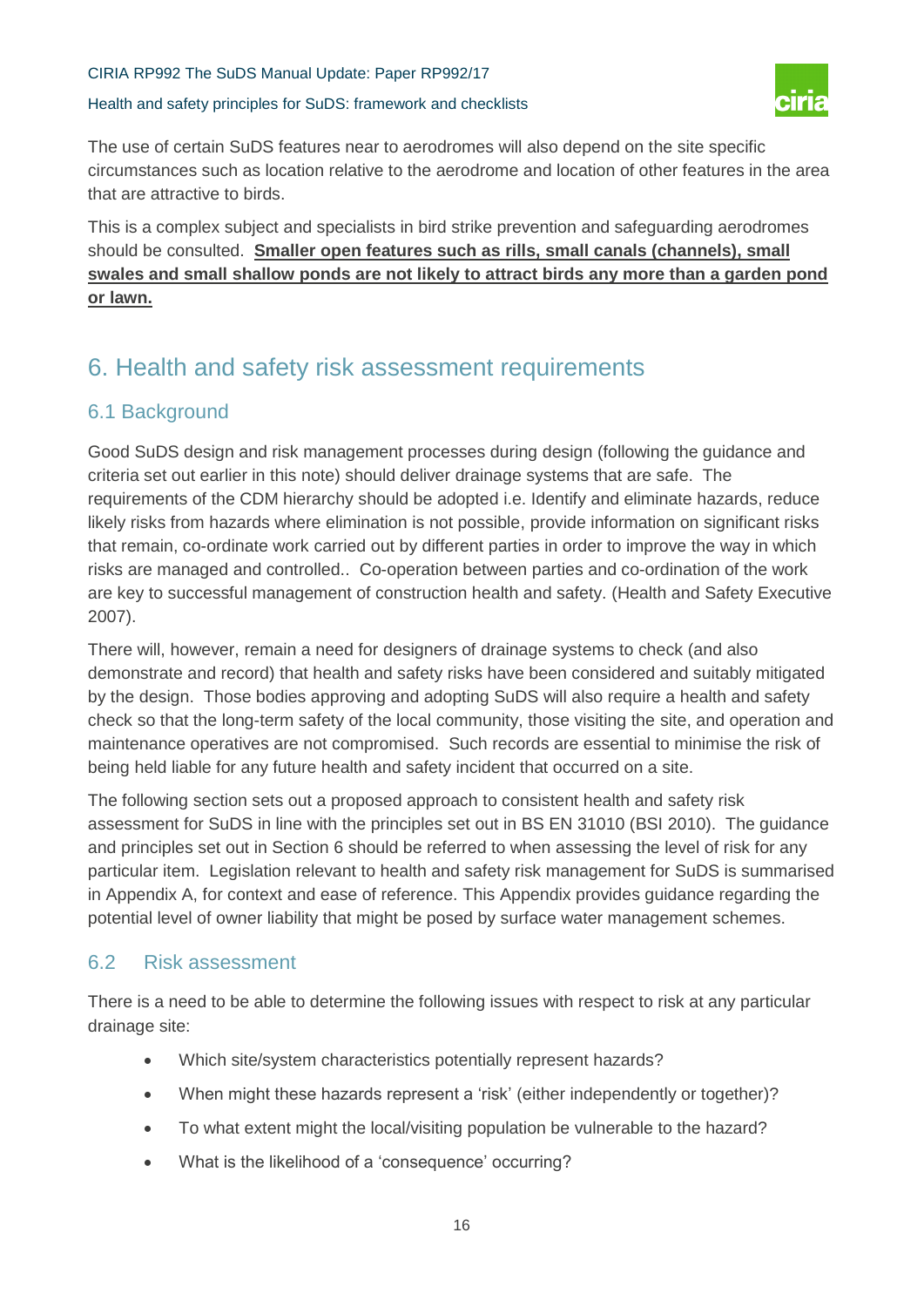The use of certain SuDS features near to aerodromes will also depend on the site specific circumstances such as location relative to the aerodrome and location of other features in the area that are attractive to birds.

This is a complex subject and specialists in bird strike prevention and safeguarding aerodromes should be consulted. **Smaller open features such as rills, small canals (channels), small swales and small shallow ponds are not likely to attract birds any more than a garden pond or lawn.**

# 6. Health and safety risk assessment requirements

## 6.1 Background

Good SuDS design and risk management processes during design (following the guidance and criteria set out earlier in this note) should deliver drainage systems that are safe. The requirements of the CDM hierarchy should be adopted i.e. Identify and eliminate hazards, reduce likely risks from hazards where elimination is not possible, provide information on significant risks that remain, co-ordinate work carried out by different parties in order to improve the way in which risks are managed and controlled.. Co-operation between parties and co-ordination of the work are key to successful management of construction health and safety. (Health and Safety Executive 2007).

There will, however, remain a need for designers of drainage systems to check (and also demonstrate and record) that health and safety risks have been considered and suitably mitigated by the design. Those bodies approving and adopting SuDS will also require a health and safety check so that the long-term safety of the local community, those visiting the site, and operation and maintenance operatives are not compromised. Such records are essential to minimise the risk of being held liable for any future health and safety incident that occurred on a site.

The following section sets out a proposed approach to consistent health and safety risk assessment for SuDS in line with the principles set out in BS EN 31010 (BSI 2010). The guidance and principles set out in Section 6 should be referred to when assessing the level of risk for any particular item. Legislation relevant to health and safety risk management for SuDS is summarised in Appendix A, for context and ease of reference. This Appendix provides guidance regarding the potential level of owner liability that might be posed by surface water management schemes.

## 6.2 Risk assessment

There is a need to be able to determine the following issues with respect to risk at any particular drainage site:

- Which site/system characteristics potentially represent hazards?
- When might these hazards represent a 'risk' (either independently or together)?
- To what extent might the local/visiting population be vulnerable to the hazard?
- What is the likelihood of a 'consequence' occurring?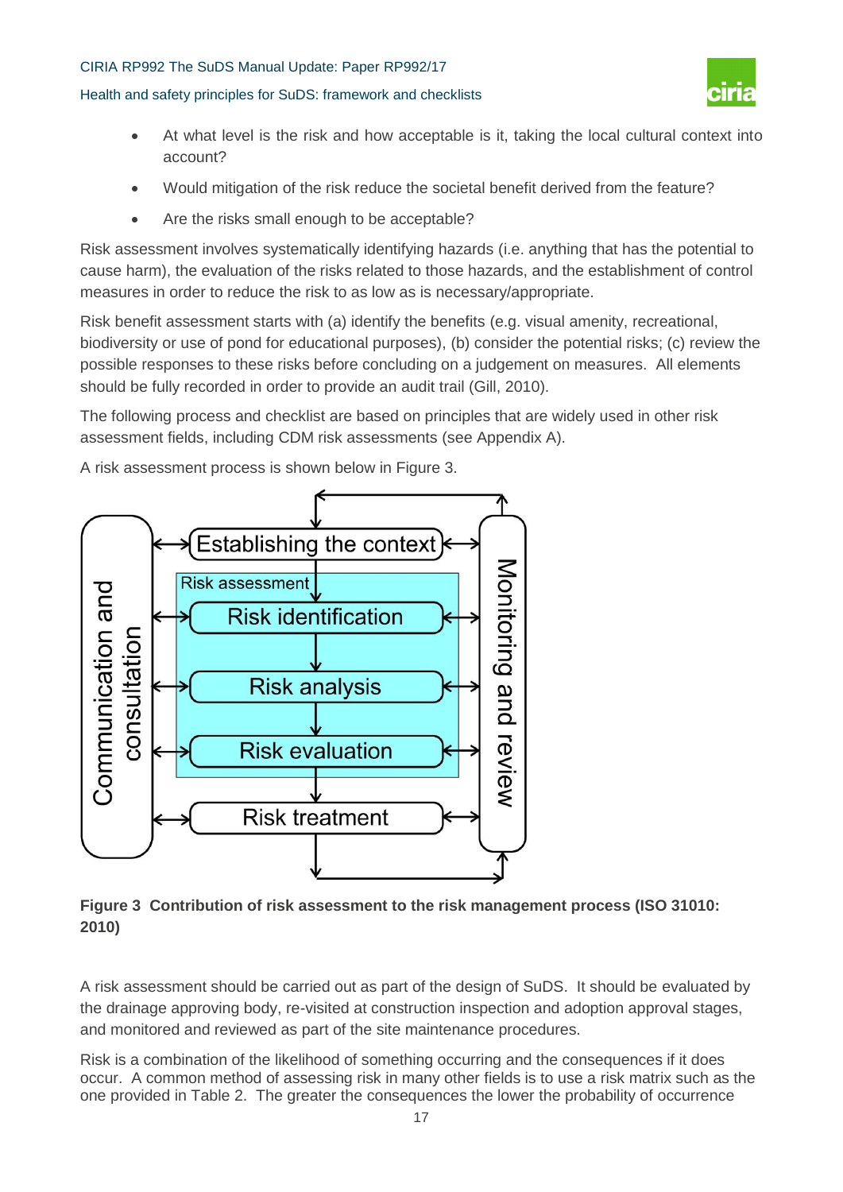- At what level is the risk and how acceptable is it, taking the local cultural context into account?
- Would mitigation of the risk reduce the societal benefit derived from the feature?
- Are the risks small enough to be acceptable?

Risk assessment involves systematically identifying hazards (i.e. anything that has the potential to cause harm), the evaluation of the risks related to those hazards, and the establishment of control measures in order to reduce the risk to as low as is necessary/appropriate.

Risk benefit assessment starts with (a) identify the benefits (e.g. visual amenity, recreational, biodiversity or use of pond for educational purposes), (b) consider the potential risks; (c) review the possible responses to these risks before concluding on a judgement on measures. All elements should be fully recorded in order to provide an audit trail (Gill, 2010).

The following process and checklist are based on principles that are widely used in other risk assessment fields, including CDM risk assessments (see Appendix A).

A risk assessment process is shown below in Figure 3.

Communication and consultation

Establishing the context

Risk assessment

Risk identification

Risk analysis

Risk evaluation

Risk treatment

Monitoring and review

**Figure 3 Contribution of risk assessment to the risk management process (ISO 31010: 2010)**

A risk assessment should be carried out as part of the design of SuDS. It should be evaluated by the drainage approving body, re-visited at construction inspection and adoption approval stages, and monitored and reviewed as part of the site maintenance procedures.

Risk is a combination of the likelihood of something occurring and the consequences if it does occur. A common method of assessing risk in many other fields is to use a risk matrix such as the one provided in Table 2. The greater the consequences the lower the probability of occurrence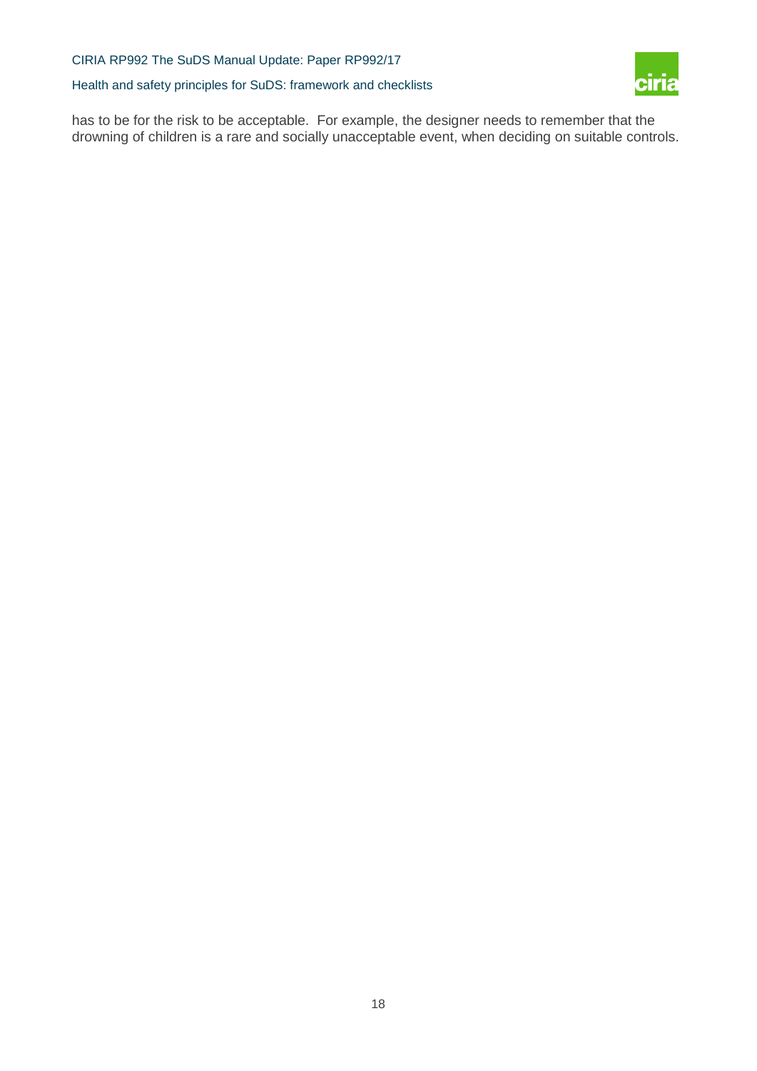has to be for the risk to be acceptable. For example, the designer needs to remember that the drowning of children is a rare and socially unacceptable event, when deciding on suitable controls.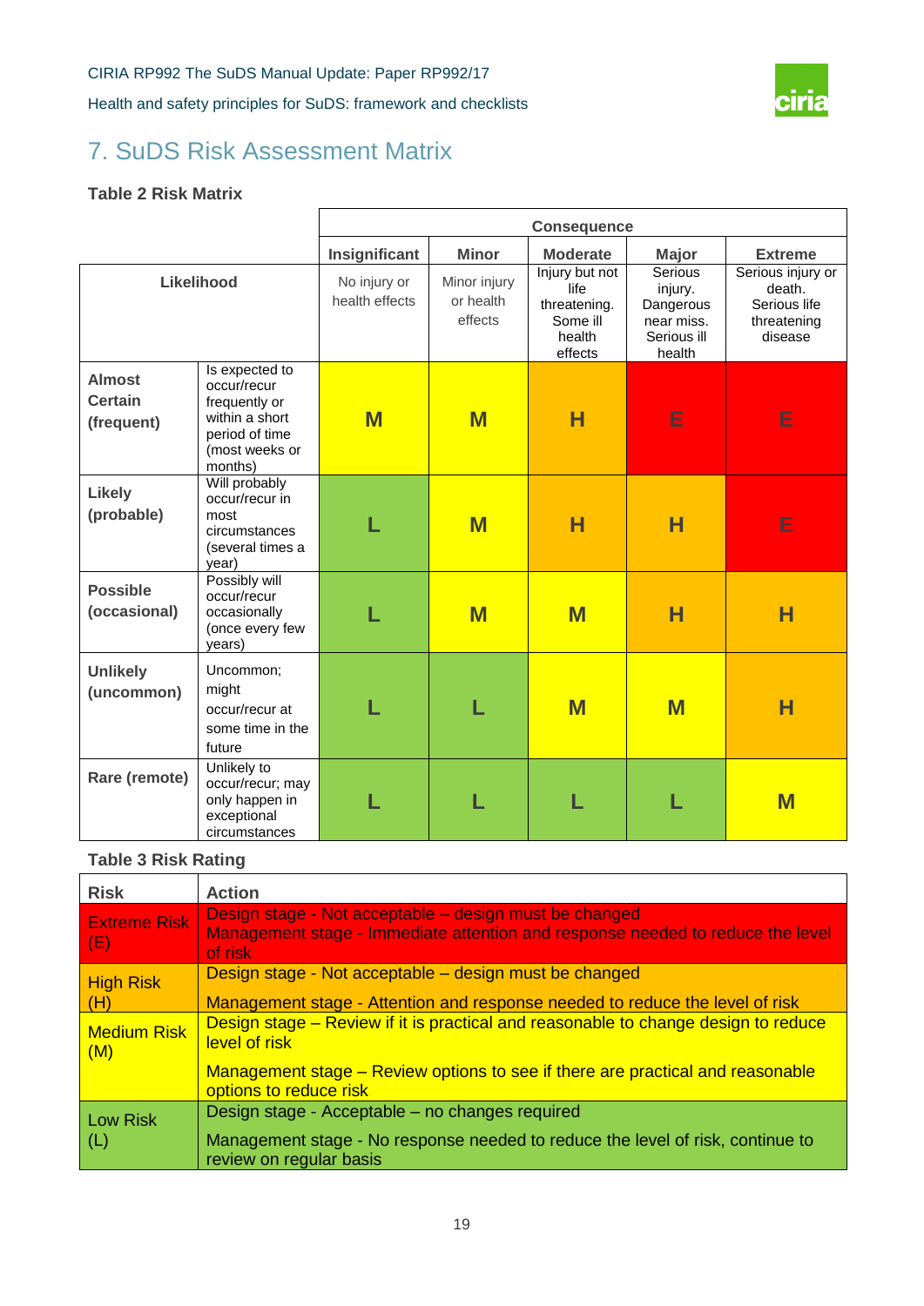# 7. SuDS Risk Assessment Matrix

**Table 2 Risk Matrix**

| | | Consequence | | | | |
|---|---|---|---|---|---|---|
| | | **Insignificant** | **Minor** | **Moderate** | **Major** | **Extreme** |
| **Likelihood** | | No injury or health effects | Minor injury or health effects | Injury but not life threatening. Some ill health effects | Serious injury. Dangerous near miss. Serious ill health | Serious injury or death. Serious life threatening disease |
| **Almost Certain (frequent)** | Is expected to occur/recur frequently or within a short period of time (most weeks or months) | **M** | **M** | **H** | **E** | **E** |
| **Likely (probable)** | Will probably occur/recur in most circumstances (several times a year) | **L** | **M** | **H** | **H** | **E** |
| **Possible (occasional)** | Possibly will occur/recur occasionally (once every few years) | **L** | **M** | **M** | **H** | **H** |
| **Unlikely (uncommon)** | Uncommon; might occur/recur at some time in the future | **L** | **L** | **M** | **M** | **H** |
| **Rare (remote)** | Unlikely to occur/recur; may only happen in exceptional circumstances | **L** | **L** | **L** | **L** | **M** |

**Table 3 Risk Rating**

| **Risk** | **Action** |
|---|---|
| Extreme Risk (E) | Design stage - Not acceptable – design must be changed<br>Management stage - Immediate attention and response needed to reduce the level of risk |
| High Risk (H) | Design stage - Not acceptable – design must be changed<br>Management stage - Attention and response needed to reduce the level of risk |
| Medium Risk (M) | Design stage – Review if it is practical and reasonable to change design to reduce level of risk<br>Management stage – Review options to see if there are practical and reasonable options to reduce risk |
| Low Risk (L) | Design stage - Acceptable – no changes required<br>Management stage - No response needed to reduce the level of risk, continue to review on regular basis |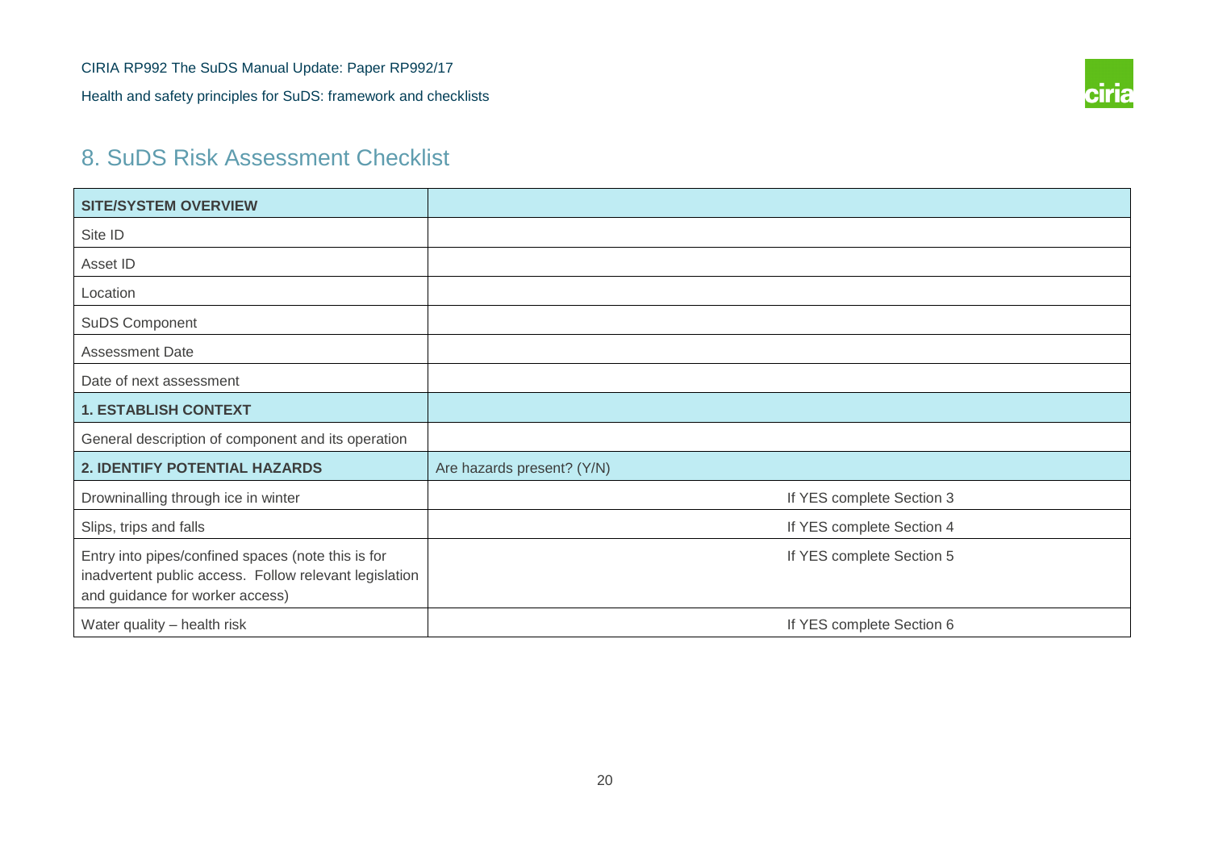## 8. SuDS Risk Assessment Checklist

| SITE/SYSTEM OVERVIEW | | |
|---|---|---|
| Site ID | | |
| Asset ID | | |
| Location | | |
| SuDS Component | | |
| Assessment Date | | |
| Date of next assessment | | |
| **1. ESTABLISH CONTEXT** | | |
| General description of component and its operation | | |
| **2. IDENTIFY POTENTIAL HAZARDS** | Are hazards present? (Y/N) | |
| Drowninalling through ice in winter | | If YES complete Section 3 |
| Slips, trips and falls | | If YES complete Section 4 |
| Entry into pipes/confined spaces (note this is for inadvertent public access. Follow relevant legislation and guidance for worker access) | | If YES complete Section 5 |
| Water quality – health risk | | If YES complete Section 6 |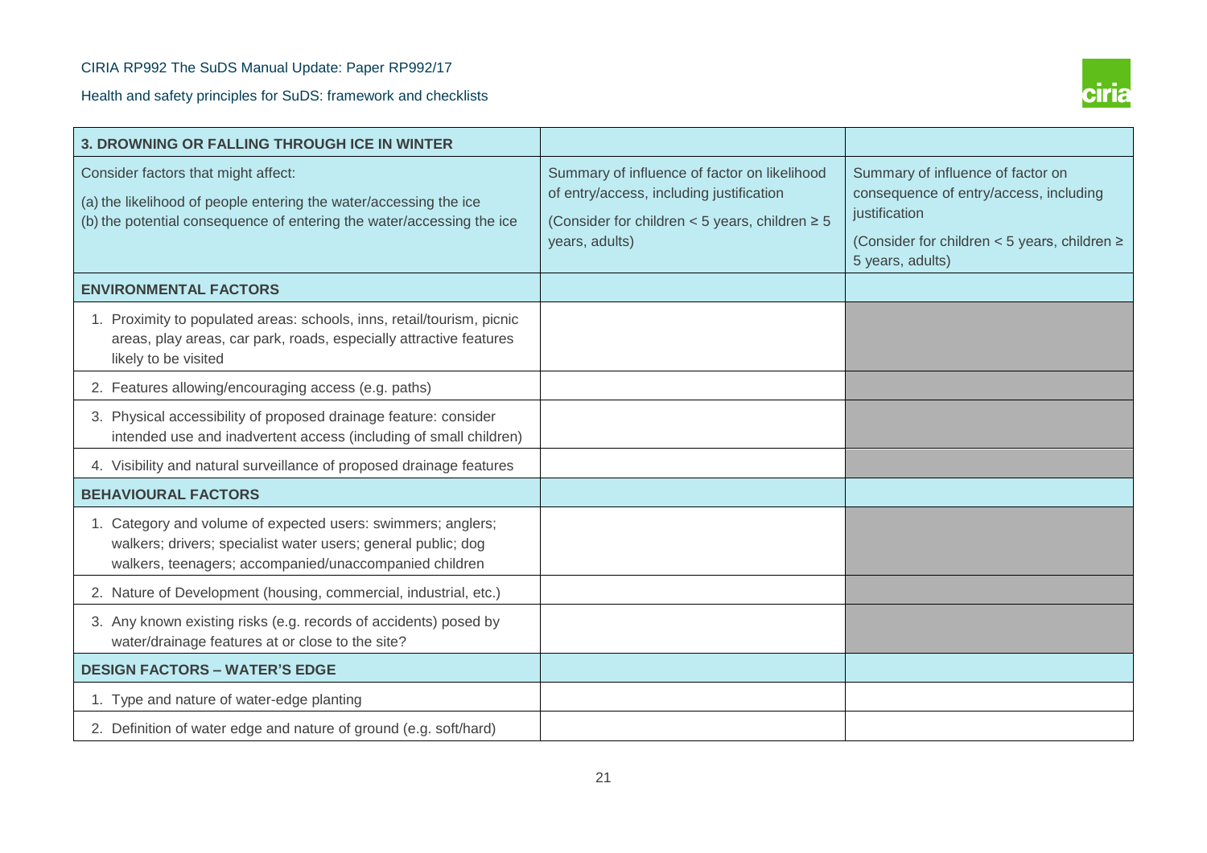| 3. DROWNING OR FALLING THROUGH ICE IN WINTER | | |
|---|---|---|
| Consider factors that might affect:<br>(a) the likelihood of people entering the water/accessing the ice<br>(b) the potential consequence of entering the water/accessing the ice | Summary of influence of factor on likelihood of entry/access, including justification<br>(Consider for children < 5 years, children ≥ 5 years, adults) | Summary of influence of factor on consequence of entry/access, including justification<br>(Consider for children < 5 years, children ≥ 5 years, adults) |
| **ENVIRONMENTAL FACTORS** | | |
| 1. Proximity to populated areas: schools, inns, retail/tourism, picnic areas, play areas, car park, roads, especially attractive features likely to be visited | | |
| 2. Features allowing/encouraging access (e.g. paths) | | |
| 3. Physical accessibility of proposed drainage feature: consider intended use and inadvertent access (including of small children) | | |
| 4. Visibility and natural surveillance of proposed drainage features | | |
| **BEHAVIOURAL FACTORS** | | |
| 1. Category and volume of expected users: swimmers; anglers; walkers; drivers; specialist water users; general public; dog walkers, teenagers; accompanied/unaccompanied children | | |
| 2. Nature of Development (housing, commercial, industrial, etc.) | | |
| 3. Any known existing risks (e.g. records of accidents) posed by water/drainage features at or close to the site? | | |
| **DESIGN FACTORS – WATER'S EDGE** | | |
| 1. Type and nature of water-edge planting | | |
| 2. Definition of water edge and nature of ground (e.g. soft/hard) | | |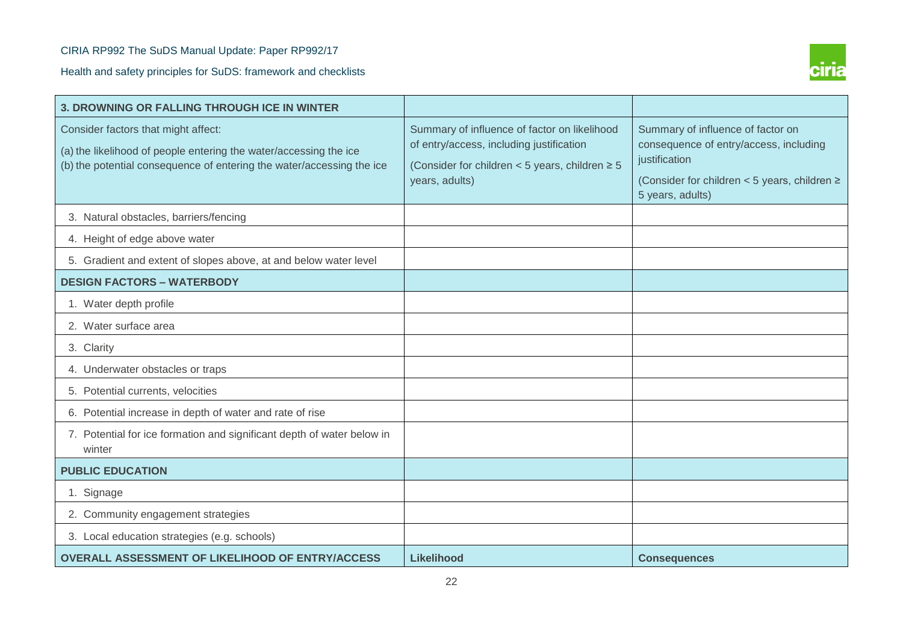| 3. DROWNING OR FALLING THROUGH ICE IN WINTER | | |
|---|---|---|
| Consider factors that might affect:<br>(a) the likelihood of people entering the water/accessing the ice<br>(b) the potential consequence of entering the water/accessing the ice | Summary of influence of factor on likelihood of entry/access, including justification<br>(Consider for children < 5 years, children ≥ 5 years, adults) | Summary of influence of factor on consequence of entry/access, including justification<br>(Consider for children < 5 years, children ≥ 5 years, adults) |
| 3. Natural obstacles, barriers/fencing | | |
| 4. Height of edge above water | | |
| 5. Gradient and extent of slopes above, at and below water level | | |
| **DESIGN FACTORS – WATERBODY** | | |
| 1. Water depth profile | | |
| 2. Water surface area | | |
| 3. Clarity | | |
| 4. Underwater obstacles or traps | | |
| 5. Potential currents, velocities | | |
| 6. Potential increase in depth of water and rate of rise | | |
| 7. Potential for ice formation and significant depth of water below in winter | | |
| **PUBLIC EDUCATION** | | |
| 1. Signage | | |
| 2. Community engagement strategies | | |
| 3. Local education strategies (e.g. schools) | | |
| **OVERALL ASSESSMENT OF LIKELIHOOD OF ENTRY/ACCESS** | **Likelihood** | **Consequences** |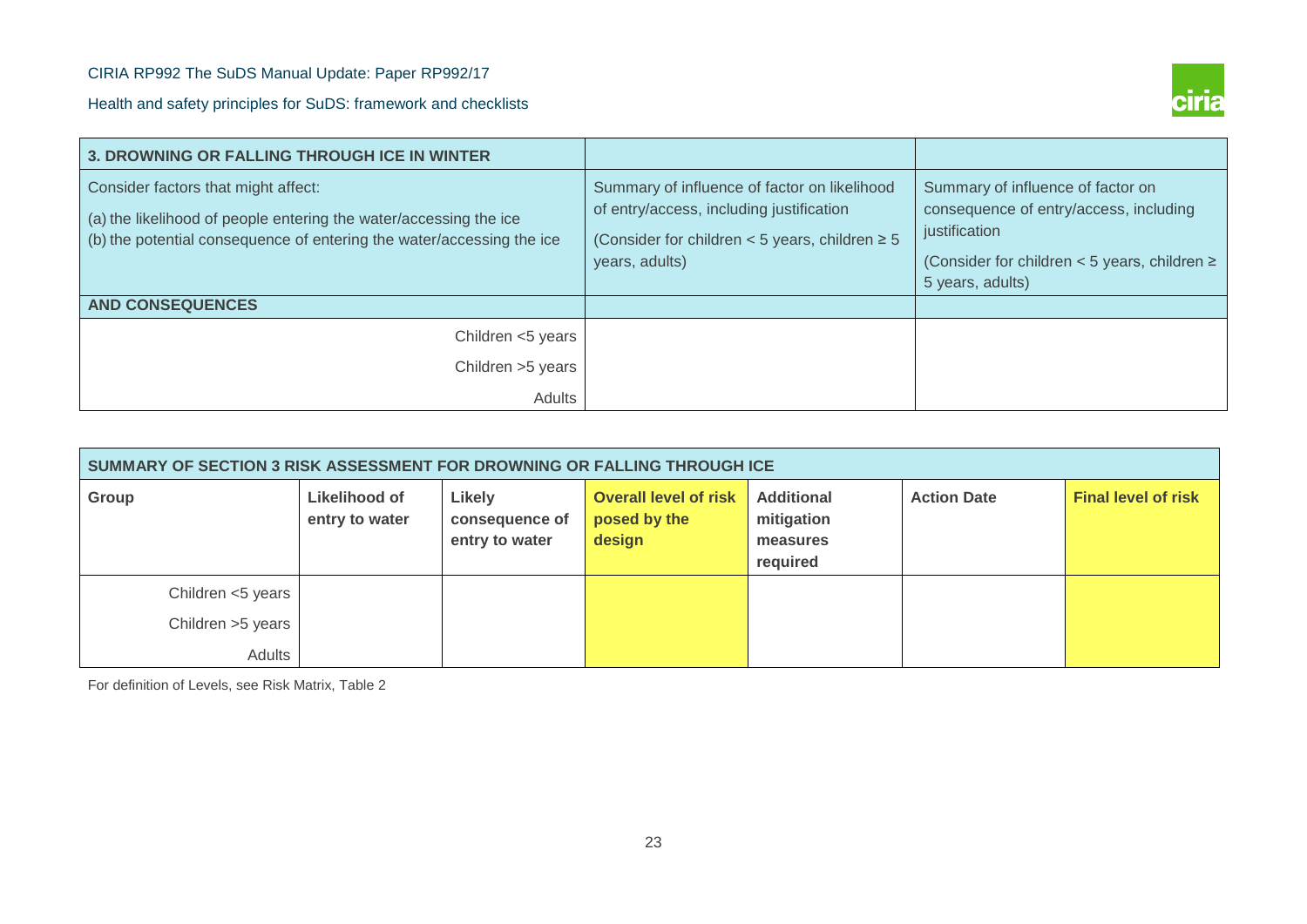| 3. DROWNING OR FALLING THROUGH ICE IN WINTER | | |
|---|---|---|
| Consider factors that might affect:<br>(a) the likelihood of people entering the water/accessing the ice<br>(b) the potential consequence of entering the water/accessing the ice | Summary of influence of factor on likelihood of entry/access, including justification<br>(Consider for children < 5 years, children ≥ 5 years, adults) | Summary of influence of factor on consequence of entry/access, including justification<br>(Consider for children < 5 years, children ≥ 5 years, adults) |
| **AND CONSEQUENCES** | | |
| Children <5 years<br>Children >5 years<br>Adults | | |

| SUMMARY OF SECTION 3 RISK ASSESSMENT FOR DROWNING OR FALLING THROUGH ICE | | | | | | |
|---|---|---|---|---|---|---|
| **Group** | **Likelihood of entry to water** | **Likely consequence of entry to water** | **Overall level of risk posed by the design** | **Additional mitigation measures required** | **Action Date** | **Final level of risk** |
| Children <5 years | | | | | | |
| Children >5 years | | | | | | |
| Adults | | | | | | |

For definition of Levels, see Risk Matrix, Table 2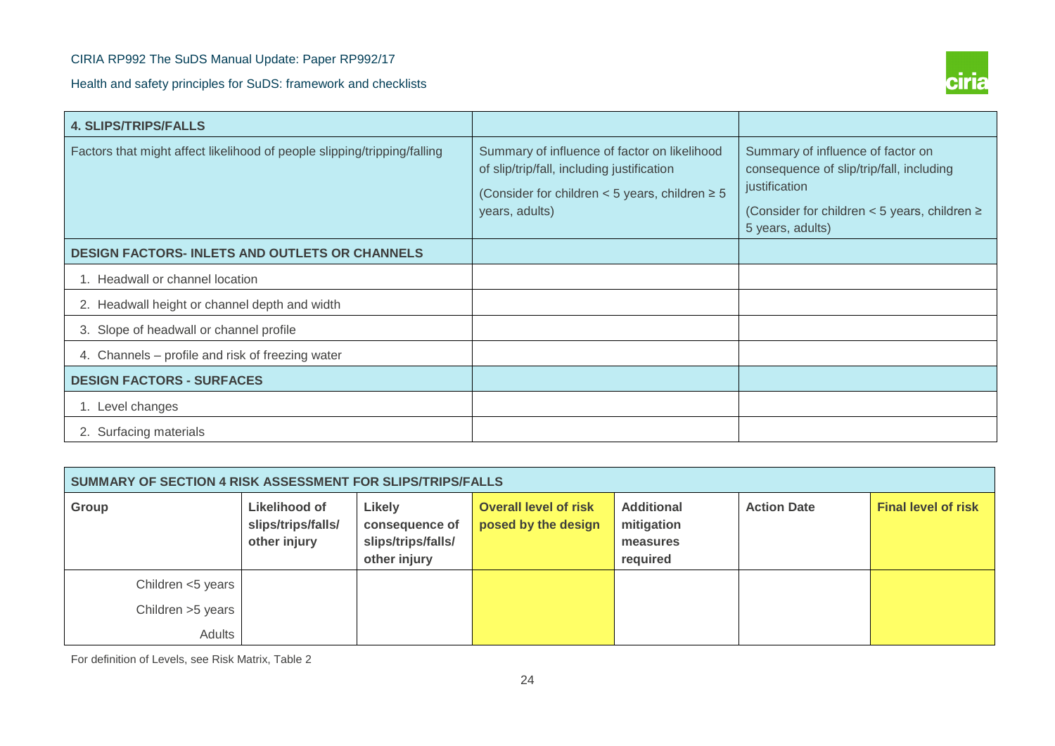| 4. SLIPS/TRIPS/FALLS | | |
|---|---|---|
| Factors that might affect likelihood of people slipping/tripping/falling | Summary of influence of factor on likelihood of slip/trip/fall, including justification<br>(Consider for children < 5 years, children ≥ 5 years, adults) | Summary of influence of factor on consequence of slip/trip/fall, including justification<br>(Consider for children < 5 years, children ≥ 5 years, adults) |
| **DESIGN FACTORS- INLETS AND OUTLETS OR CHANNELS** | | |
| 1. Headwall or channel location | | |
| 2. Headwall height or channel depth and width | | |
| 3. Slope of headwall or channel profile | | |
| 4. Channels – profile and risk of freezing water | | |
| **DESIGN FACTORS - SURFACES** | | |
| 1. Level changes | | |
| 2. Surfacing materials | | |

| SUMMARY OF SECTION 4 RISK ASSESSMENT FOR SLIPS/TRIPS/FALLS | | | | | | |
|---|---|---|---|---|---|---|
| **Group** | **Likelihood of slips/trips/falls/ other injury** | **Likely consequence of slips/trips/falls/ other injury** | **Overall level of risk posed by the design** | **Additional mitigation measures required** | **Action Date** | **Final level of risk** |
| Children <5 years | | | | | | |
| Children >5 years | | | | | | |
| Adults | | | | | | |

For definition of Levels, see Risk Matrix, Table 2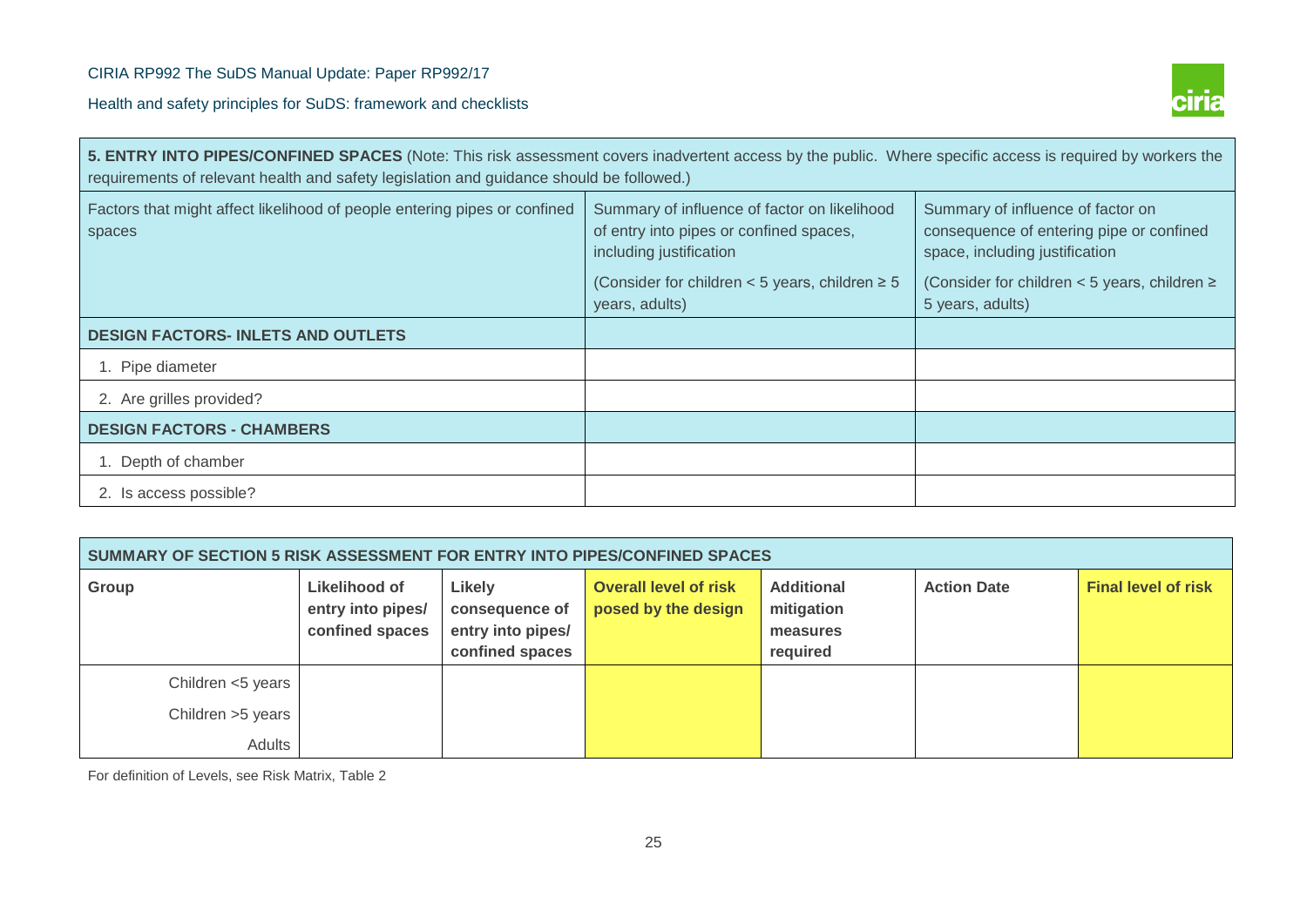| **5. ENTRY INTO PIPES/CONFINED SPACES** (Note: This risk assessment covers inadvertent access by the public. Where specific access is required by workers the requirements of relevant health and safety legislation and guidance should be followed.) | | |
|---|---|---|
| Factors that might affect likelihood of people entering pipes or confined spaces | Summary of influence of factor on likelihood of entry into pipes or confined spaces, including justification<br><br>(Consider for children < 5 years, children ≥ 5 years, adults) | Summary of influence of factor on consequence of entering pipe or confined space, including justification<br><br>(Consider for children < 5 years, children ≥ 5 years, adults) |
| **DESIGN FACTORS- INLETS AND OUTLETS** | | |
| 1. Pipe diameter | | |
| 2. Are grilles provided? | | |
| **DESIGN FACTORS - CHAMBERS** | | |
| 1. Depth of chamber | | |
| 2. Is access possible? | | |

| **SUMMARY OF SECTION 5 RISK ASSESSMENT FOR ENTRY INTO PIPES/CONFINED SPACES** | | | | | | |
|---|---|---|---|---|---|---|
| **Group** | **Likelihood of entry into pipes/ confined spaces** | **Likely consequence of entry into pipes/ confined spaces** | **Overall level of risk posed by the design** | **Additional mitigation measures required** | **Action Date** | **Final level of risk** |
| Children <5 years | | | | | | |
| Children >5 years | | | | | | |
| Adults | | | | | | |

For definition of Levels, see Risk Matrix, Table 2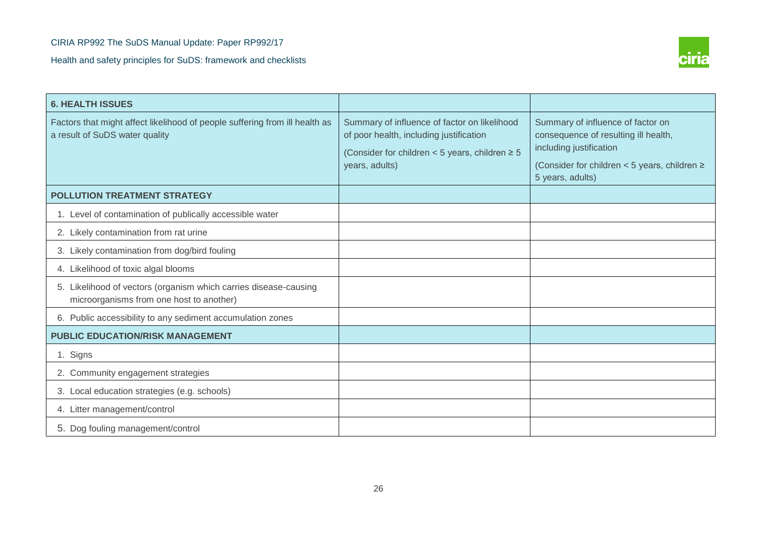| **6. HEALTH ISSUES** | | |
|---|---|---|
| Factors that might affect likelihood of people suffering from ill health as a result of SuDS water quality | Summary of influence of factor on likelihood of poor health, including justification<br><br>(Consider for children < 5 years, children ≥ 5 years, adults) | Summary of influence of factor on consequence of resulting ill health, including justification<br><br>(Consider for children < 5 years, children ≥ 5 years, adults) |
| **POLLUTION TREATMENT STRATEGY** | | |
| 1. Level of contamination of publically accessible water | | |
| 2. Likely contamination from rat urine | | |
| 3. Likely contamination from dog/bird fouling | | |
| 4. Likelihood of toxic algal blooms | | |
| 5. Likelihood of vectors (organism which carries disease-causing microorganisms from one host to another) | | |
| 6. Public accessibility to any sediment accumulation zones | | |
| **PUBLIC EDUCATION/RISK MANAGEMENT** | | |
| 1. Signs | | |
| 2. Community engagement strategies | | |
| 3. Local education strategies (e.g. schools) | | |
| 4. Litter management/control | | |
| 5. Dog fouling management/control | | |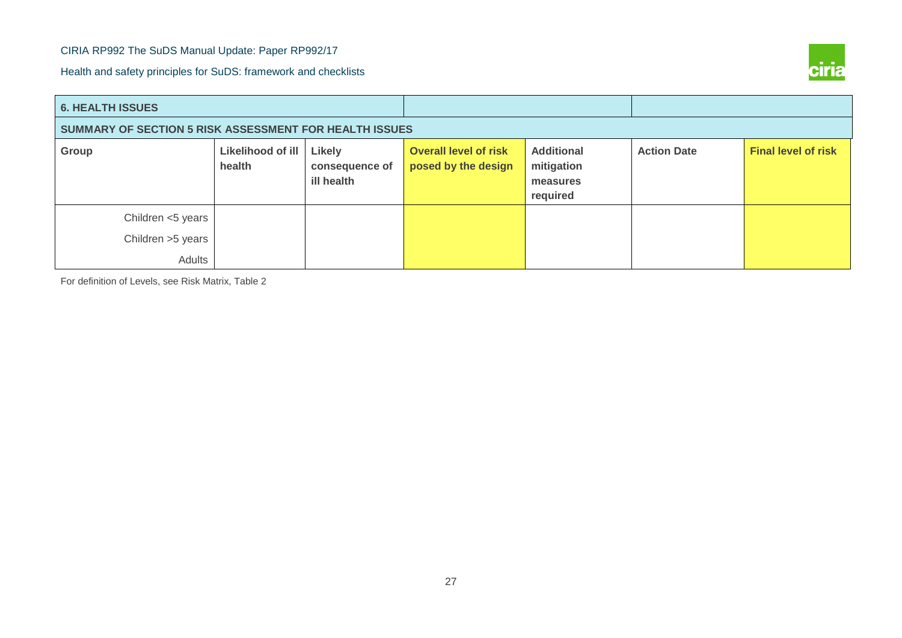| 6. HEALTH ISSUES | | | | | | |
|---|---|---|---|---|---|---|
| **SUMMARY OF SECTION 5 RISK ASSESSMENT FOR HEALTH ISSUES** | | | | | | |
| **Group** | **Likelihood of ill health** | **Likely consequence of ill health** | **Overall level of risk posed by the design** | **Additional mitigation measures required** | **Action Date** | **Final level of risk** |
| Children <5 years | | | | | | |
| Children >5 years | | | | | | |
| Adults | | | | | | |

For definition of Levels, see Risk Matrix, Table 2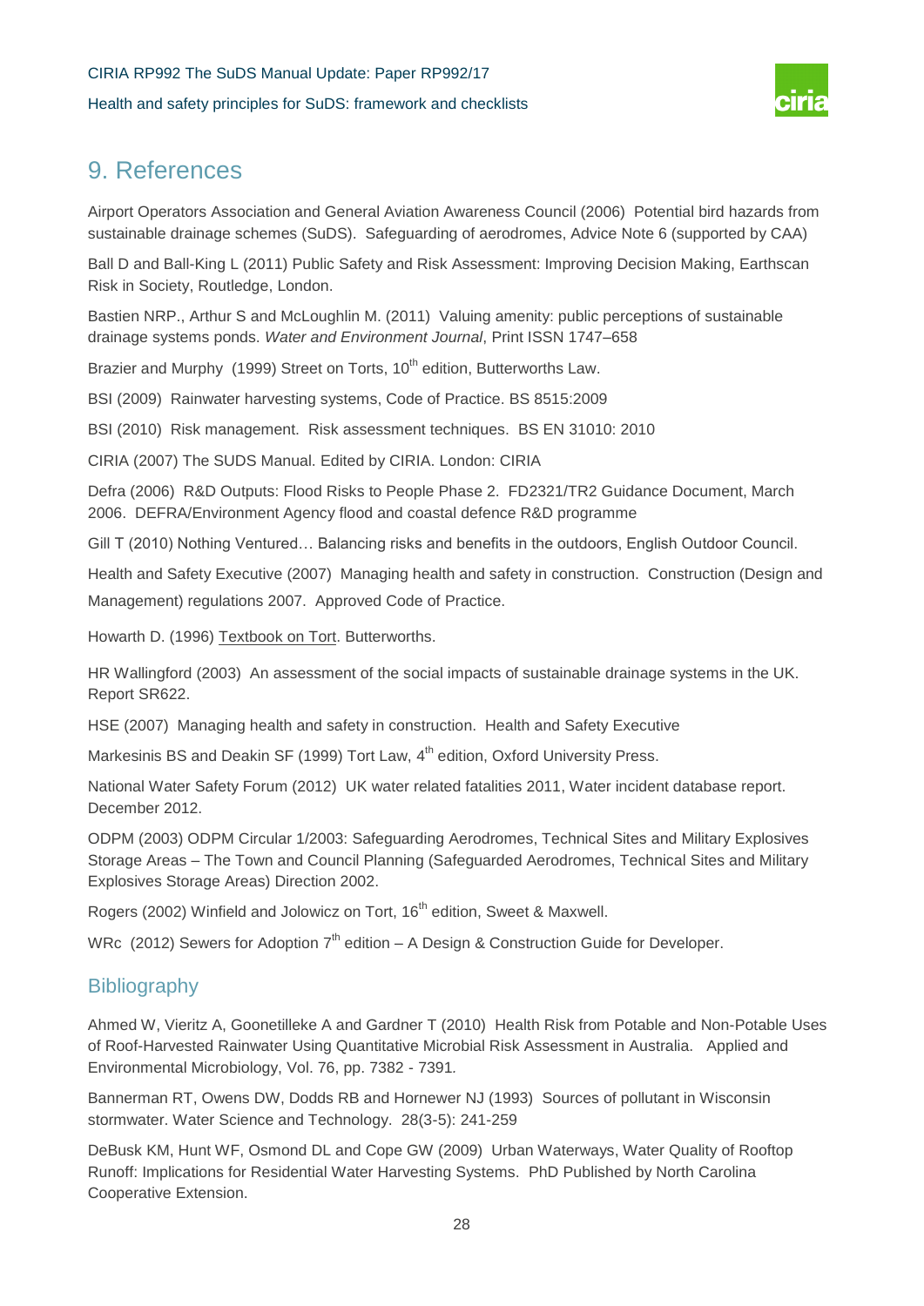# 9. References

Airport Operators Association and General Aviation Awareness Council (2006)  Potential bird hazards from sustainable drainage schemes (SuDS).  Safeguarding of aerodromes, Advice Note 6 (supported by CAA)

Ball D and Ball-King L (2011) Public Safety and Risk Assessment: Improving Decision Making, Earthscan Risk in Society, Routledge, London.

Bastien NRP., Arthur S and McLoughlin M. (2011)  Valuing amenity: public perceptions of sustainable drainage systems ponds. *Water and Environment Journal*, Print ISSN 1747–658

Brazier and Murphy  (1999) Street on Torts, 10th edition, Butterworths Law.

BSI (2009)  Rainwater harvesting systems, Code of Practice. BS 8515:2009

BSI (2010)  Risk management.  Risk assessment techniques.  BS EN 31010: 2010

CIRIA (2007) The SUDS Manual. Edited by CIRIA. London: CIRIA

Defra (2006)  R&D Outputs: Flood Risks to People Phase 2.  FD2321/TR2 Guidance Document, March 2006.  DEFRA/Environment Agency flood and coastal defence R&D programme

Gill T (2010) Nothing Ventured… Balancing risks and benefits in the outdoors, English Outdoor Council.

Health and Safety Executive (2007)  Managing health and safety in construction.  Construction (Design and Management) regulations 2007.  Approved Code of Practice.

Howarth D. (1996) Textbook on Tort. Butterworths.

HR Wallingford (2003)  An assessment of the social impacts of sustainable drainage systems in the UK. Report SR622.

HSE (2007)  Managing health and safety in construction.  Health and Safety Executive

Markesinis BS and Deakin SF (1999) Tort Law, 4th edition, Oxford University Press.

National Water Safety Forum (2012)  UK water related fatalities 2011, Water incident database report. December 2012.

ODPM (2003) ODPM Circular 1/2003: Safeguarding Aerodromes, Technical Sites and Military Explosives Storage Areas – The Town and Council Planning (Safeguarded Aerodromes, Technical Sites and Military Explosives Storage Areas) Direction 2002.

Rogers (2002) Winfield and Jolowicz on Tort, 16th edition, Sweet & Maxwell.

WRc  (2012) Sewers for Adoption 7th edition – A Design & Construction Guide for Developer.

## Bibliography

Ahmed W, Vieritz A, Goonetilleke A and Gardner T (2010)  Health Risk from Potable and Non-Potable Uses of Roof-Harvested Rainwater Using Quantitative Microbial Risk Assessment in Australia.   Applied and Environmental Microbiology, Vol. 76, pp. 7382 - 7391.

Bannerman RT, Owens DW, Dodds RB and Hornewer NJ (1993)  Sources of pollutant in Wisconsin stormwater. Water Science and Technology.  28(3-5): 241-259

DeBusk KM, Hunt WF, Osmond DL and Cope GW (2009)  Urban Waterways, Water Quality of Rooftop Runoff: Implications for Residential Water Harvesting Systems.  PhD Published by North Carolina Cooperative Extension.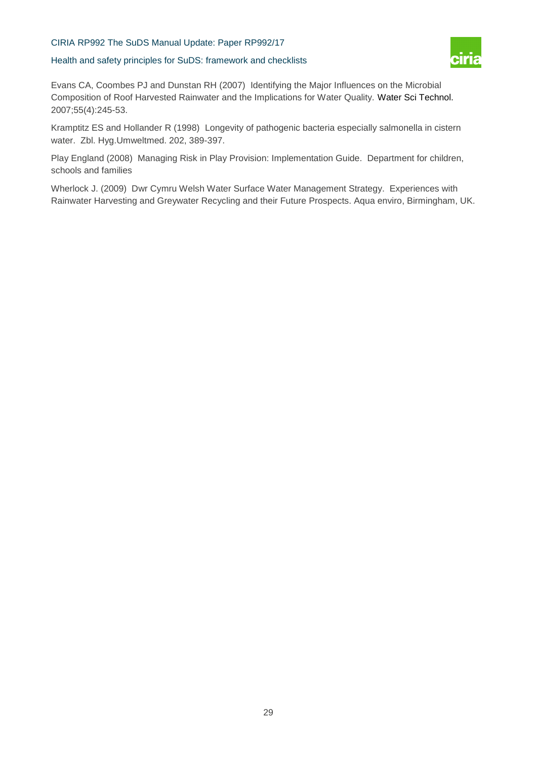Evans CA, Coombes PJ and Dunstan RH (2007) Identifying the Major Influences on the Microbial Composition of Roof Harvested Rainwater and the Implications for Water Quality. Water Sci Technol. 2007;55(4):245-53.

Kramptitz ES and Hollander R (1998) Longevity of pathogenic bacteria especially salmonella in cistern water. Zbl. Hyg.Umweltmed. 202, 389-397.

Play England (2008) Managing Risk in Play Provision: Implementation Guide. Department for children, schools and families

Wherlock J. (2009) Dwr Cymru Welsh Water Surface Water Management Strategy. Experiences with Rainwater Harvesting and Greywater Recycling and their Future Prospects. Aqua enviro, Birmingham, UK.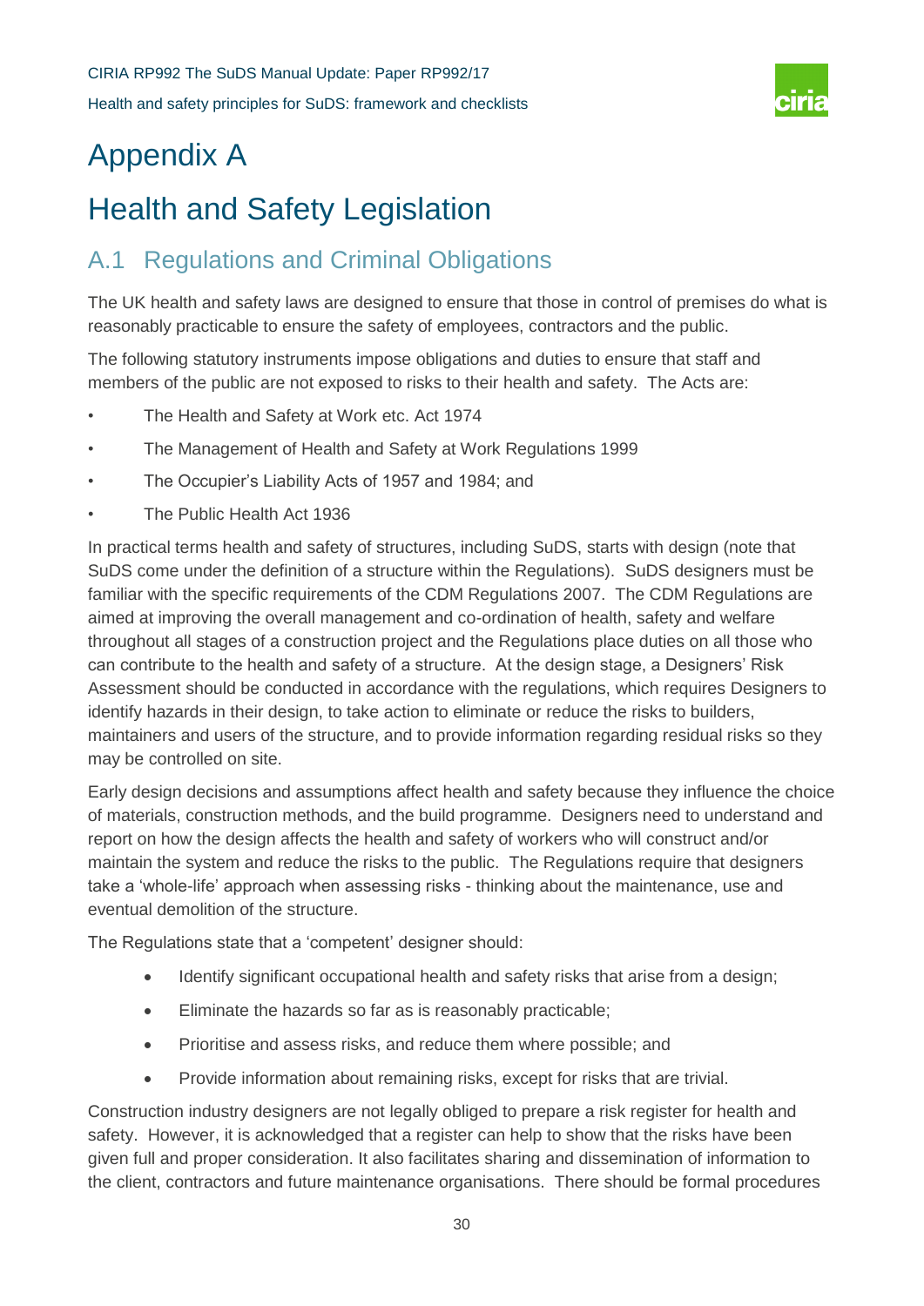# Appendix A

# Health and Safety Legislation

## A.1 Regulations and Criminal Obligations

The UK health and safety laws are designed to ensure that those in control of premises do what is reasonably practicable to ensure the safety of employees, contractors and the public.

The following statutory instruments impose obligations and duties to ensure that staff and members of the public are not exposed to risks to their health and safety. The Acts are:

- The Health and Safety at Work etc. Act 1974
- The Management of Health and Safety at Work Regulations 1999
- The Occupier's Liability Acts of 1957 and 1984; and
- The Public Health Act 1936

In practical terms health and safety of structures, including SuDS, starts with design (note that SuDS come under the definition of a structure within the Regulations). SuDS designers must be familiar with the specific requirements of the CDM Regulations 2007. The CDM Regulations are aimed at improving the overall management and co-ordination of health, safety and welfare throughout all stages of a construction project and the Regulations place duties on all those who can contribute to the health and safety of a structure. At the design stage, a Designers' Risk Assessment should be conducted in accordance with the regulations, which requires Designers to identify hazards in their design, to take action to eliminate or reduce the risks to builders, maintainers and users of the structure, and to provide information regarding residual risks so they may be controlled on site.

Early design decisions and assumptions affect health and safety because they influence the choice of materials, construction methods, and the build programme. Designers need to understand and report on how the design affects the health and safety of workers who will construct and/or maintain the system and reduce the risks to the public. The Regulations require that designers take a 'whole-life' approach when assessing risks - thinking about the maintenance, use and eventual demolition of the structure.

The Regulations state that a 'competent' designer should:

- Identify significant occupational health and safety risks that arise from a design;
- Eliminate the hazards so far as is reasonably practicable;
- Prioritise and assess risks, and reduce them where possible; and
- Provide information about remaining risks, except for risks that are trivial.

Construction industry designers are not legally obliged to prepare a risk register for health and safety. However, it is acknowledged that a register can help to show that the risks have been given full and proper consideration. It also facilitates sharing and dissemination of information to the client, contractors and future maintenance organisations. There should be formal procedures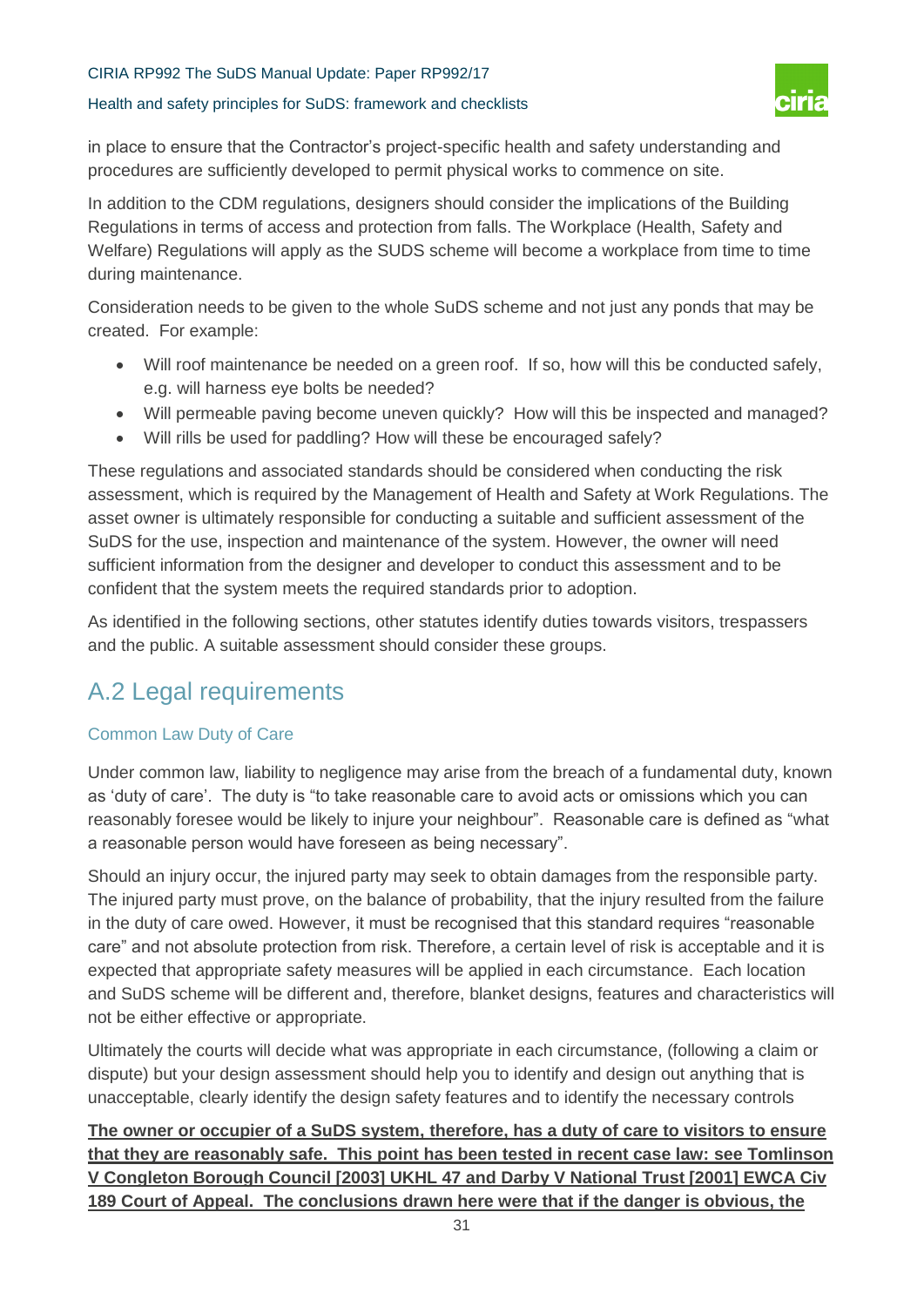in place to ensure that the Contractor's project-specific health and safety understanding and procedures are sufficiently developed to permit physical works to commence on site.

In addition to the CDM regulations, designers should consider the implications of the Building Regulations in terms of access and protection from falls. The Workplace (Health, Safety and Welfare) Regulations will apply as the SUDS scheme will become a workplace from time to time during maintenance.

Consideration needs to be given to the whole SuDS scheme and not just any ponds that may be created. For example:

- Will roof maintenance be needed on a green roof. If so, how will this be conducted safely, e.g. will harness eye bolts be needed?
- Will permeable paving become uneven quickly? How will this be inspected and managed?
- Will rills be used for paddling? How will these be encouraged safely?

These regulations and associated standards should be considered when conducting the risk assessment, which is required by the Management of Health and Safety at Work Regulations. The asset owner is ultimately responsible for conducting a suitable and sufficient assessment of the SuDS for the use, inspection and maintenance of the system. However, the owner will need sufficient information from the designer and developer to conduct this assessment and to be confident that the system meets the required standards prior to adoption.

As identified in the following sections, other statutes identify duties towards visitors, trespassers and the public. A suitable assessment should consider these groups.

## A.2 Legal requirements

### Common Law Duty of Care

Under common law, liability to negligence may arise from the breach of a fundamental duty, known as 'duty of care'. The duty is "to take reasonable care to avoid acts or omissions which you can reasonably foresee would be likely to injure your neighbour". Reasonable care is defined as "what a reasonable person would have foreseen as being necessary".

Should an injury occur, the injured party may seek to obtain damages from the responsible party. The injured party must prove, on the balance of probability, that the injury resulted from the failure in the duty of care owed. However, it must be recognised that this standard requires "reasonable care" and not absolute protection from risk. Therefore, a certain level of risk is acceptable and it is expected that appropriate safety measures will be applied in each circumstance. Each location and SuDS scheme will be different and, therefore, blanket designs, features and characteristics will not be either effective or appropriate.

Ultimately the courts will decide what was appropriate in each circumstance, (following a claim or dispute) but your design assessment should help you to identify and design out anything that is unacceptable, clearly identify the design safety features and to identify the necessary controls

**The owner or occupier of a SuDS system, therefore, has a duty of care to visitors to ensure that they are reasonably safe. This point has been tested in recent case law: see Tomlinson V Congleton Borough Council [2003] UKHL 47 and Darby V National Trust [2001] EWCA Civ 189 Court of Appeal. The conclusions drawn here were that if the danger is obvious, the**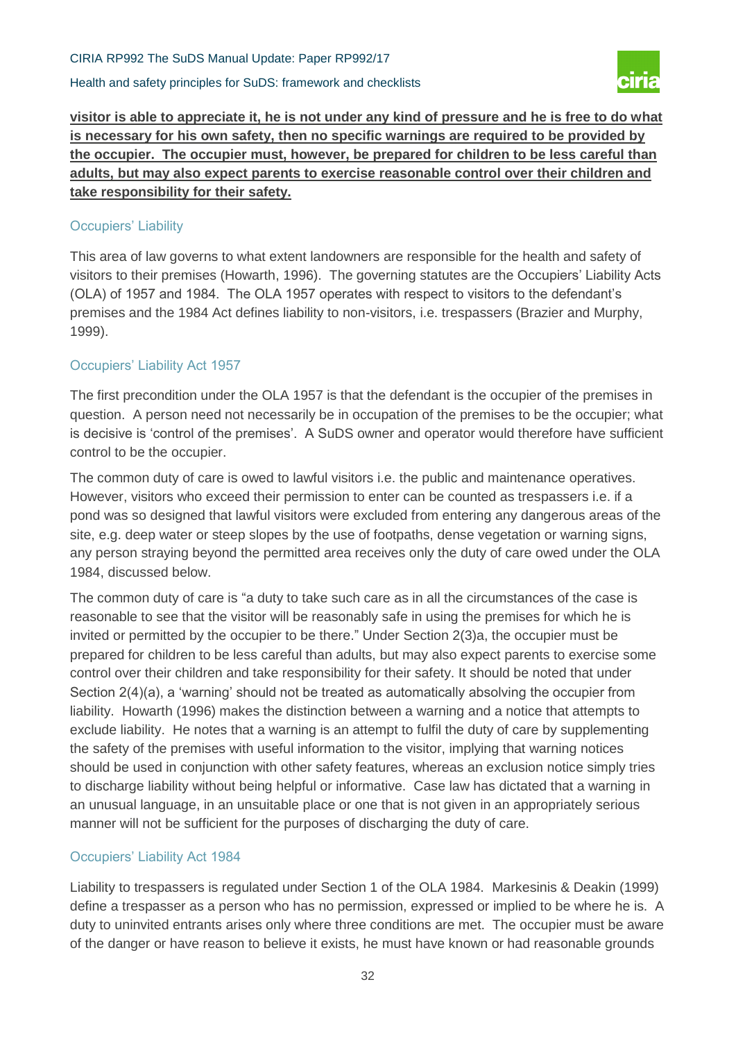**visitor is able to appreciate it, he is not under any kind of pressure and he is free to do what is necessary for his own safety, then no specific warnings are required to be provided by the occupier. The occupier must, however, be prepared for children to be less careful than adults, but may also expect parents to exercise reasonable control over their children and take responsibility for their safety.**

### Occupiers' Liability

This area of law governs to what extent landowners are responsible for the health and safety of visitors to their premises (Howarth, 1996). The governing statutes are the Occupiers' Liability Acts (OLA) of 1957 and 1984. The OLA 1957 operates with respect to visitors to the defendant's premises and the 1984 Act defines liability to non-visitors, i.e. trespassers (Brazier and Murphy, 1999).

### Occupiers' Liability Act 1957

The first precondition under the OLA 1957 is that the defendant is the occupier of the premises in question. A person need not necessarily be in occupation of the premises to be the occupier; what is decisive is 'control of the premises'. A SuDS owner and operator would therefore have sufficient control to be the occupier.

The common duty of care is owed to lawful visitors i.e. the public and maintenance operatives. However, visitors who exceed their permission to enter can be counted as trespassers i.e. if a pond was so designed that lawful visitors were excluded from entering any dangerous areas of the site, e.g. deep water or steep slopes by the use of footpaths, dense vegetation or warning signs, any person straying beyond the permitted area receives only the duty of care owed under the OLA 1984, discussed below.

The common duty of care is "a duty to take such care as in all the circumstances of the case is reasonable to see that the visitor will be reasonably safe in using the premises for which he is invited or permitted by the occupier to be there." Under Section 2(3)a, the occupier must be prepared for children to be less careful than adults, but may also expect parents to exercise some control over their children and take responsibility for their safety. It should be noted that under Section 2(4)(a), a 'warning' should not be treated as automatically absolving the occupier from liability. Howarth (1996) makes the distinction between a warning and a notice that attempts to exclude liability. He notes that a warning is an attempt to fulfil the duty of care by supplementing the safety of the premises with useful information to the visitor, implying that warning notices should be used in conjunction with other safety features, whereas an exclusion notice simply tries to discharge liability without being helpful or informative. Case law has dictated that a warning in an unusual language, in an unsuitable place or one that is not given in an appropriately serious manner will not be sufficient for the purposes of discharging the duty of care.

### Occupiers' Liability Act 1984

Liability to trespassers is regulated under Section 1 of the OLA 1984. Markesinis & Deakin (1999) define a trespasser as a person who has no permission, expressed or implied to be where he is. A duty to uninvited entrants arises only where three conditions are met. The occupier must be aware of the danger or have reason to believe it exists, he must have known or had reasonable grounds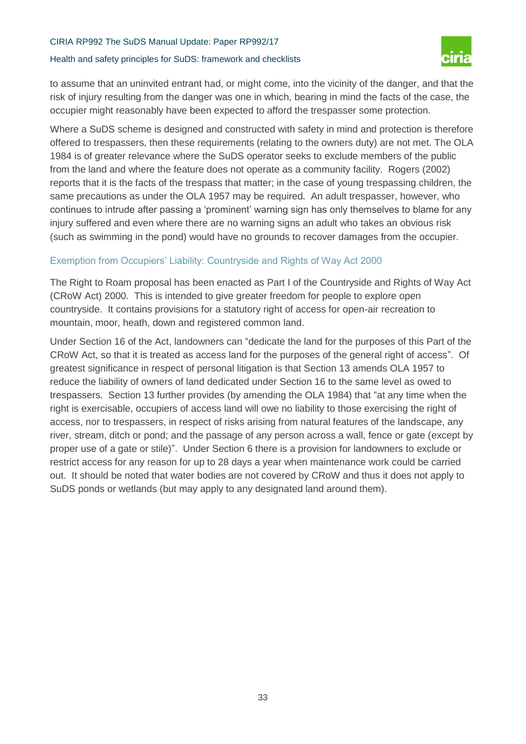to assume that an uninvited entrant had, or might come, into the vicinity of the danger, and that the risk of injury resulting from the danger was one in which, bearing in mind the facts of the case, the occupier might reasonably have been expected to afford the trespasser some protection.

Where a SuDS scheme is designed and constructed with safety in mind and protection is therefore offered to trespassers, then these requirements (relating to the owners duty) are not met. The OLA 1984 is of greater relevance where the SuDS operator seeks to exclude members of the public from the land and where the feature does not operate as a community facility. Rogers (2002) reports that it is the facts of the trespass that matter; in the case of young trespassing children, the same precautions as under the OLA 1957 may be required. An adult trespasser, however, who continues to intrude after passing a 'prominent' warning sign has only themselves to blame for any injury suffered and even where there are no warning signs an adult who takes an obvious risk (such as swimming in the pond) would have no grounds to recover damages from the occupier.

### Exemption from Occupiers' Liability: Countryside and Rights of Way Act 2000

The Right to Roam proposal has been enacted as Part I of the Countryside and Rights of Way Act (CRoW Act) 2000. This is intended to give greater freedom for people to explore open countryside. It contains provisions for a statutory right of access for open-air recreation to mountain, moor, heath, down and registered common land.

Under Section 16 of the Act, landowners can "dedicate the land for the purposes of this Part of the CRoW Act, so that it is treated as access land for the purposes of the general right of access". Of greatest significance in respect of personal litigation is that Section 13 amends OLA 1957 to reduce the liability of owners of land dedicated under Section 16 to the same level as owed to trespassers. Section 13 further provides (by amending the OLA 1984) that "at any time when the right is exercisable, occupiers of access land will owe no liability to those exercising the right of access, nor to trespassers, in respect of risks arising from natural features of the landscape, any river, stream, ditch or pond; and the passage of any person across a wall, fence or gate (except by proper use of a gate or stile)". Under Section 6 there is a provision for landowners to exclude or restrict access for any reason for up to 28 days a year when maintenance work could be carried out. It should be noted that water bodies are not covered by CRoW and thus it does not apply to SuDS ponds or wetlands (but may apply to any designated land around them).